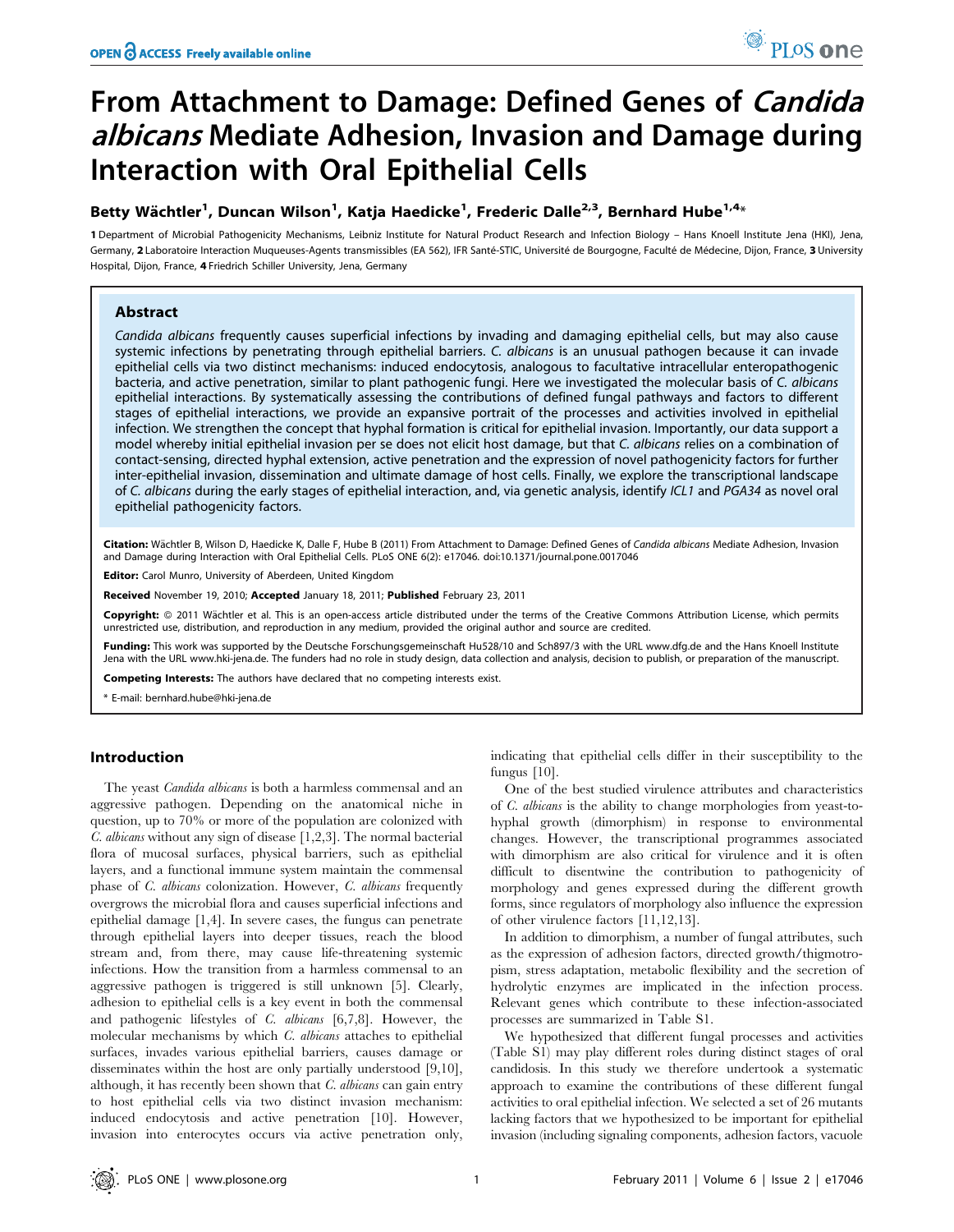# From Attachment to Damage: Defined Genes of *Candida albicans* Mediate Adhesion, Invasion and Damage during Interaction with Oral Epithelial Cells

**Betty Wächtler[1], Duncan Wilson[1], Katja Haedicke[1], Frederic Dalle[2,3], Bernhard Hube[1,4]***

**1** Department of Microbial Pathogenicity Mechanisms, Leibniz Institute for Natural Product Research and Infection Biology – Hans Knoell Institute Jena (HKI), Jena, Germany, **2** Laboratoire Interaction Muqueuses-Agents transmissibles (EA 562), IFR Santé-STIC, Université de Bourgogne, Faculté de Médecine, Dijon, France, **3** University Hospital, Dijon, France, **4** Friedrich Schiller University, Jena, Germany

## Abstract

*Candida albicans* frequently causes superficial infections by invading and damaging epithelial cells, but may also cause systemic infections by penetrating through epithelial barriers. *C. albicans* is an unusual pathogen because it can invade epithelial cells via two distinct mechanisms: induced endocytosis, analogous to facultative intracellular enteropathogenic bacteria, and active penetration, similar to plant pathogenic fungi. Here we investigated the molecular basis of *C. albicans* epithelial interactions. By systematically assessing the contributions of defined fungal pathways and factors to different stages of epithelial interactions, we provide an expansive portrait of the processes and activities involved in epithelial infection. We strengthen the concept that hyphal formation is critical for epithelial invasion. Importantly, our data support a model whereby initial epithelial invasion per se does not elicit host damage, but that *C. albicans* relies on a combination of contact-sensing, directed hyphal extension, active penetration and the expression of novel pathogenicity factors for further inter-epithelial invasion, dissemination and ultimate damage of host cells. Finally, we explore the transcriptional landscape of *C. albicans* during the early stages of epithelial interaction, and, via genetic analysis, identify *ICL1* and *PGA34* as novel oral epithelial pathogenicity factors.

**Citation:** Wächtler B, Wilson D, Haedicke K, Dalle F, Hube B (2011) From Attachment to Damage: Defined Genes of *Candida albicans* Mediate Adhesion, Invasion and Damage during Interaction with Oral Epithelial Cells. PLoS ONE 6(2): e17046. doi:10.1371/journal.pone.0017046

**Editor:** Carol Munro, University of Aberdeen, United Kingdom

**Received** November 19, 2010; **Accepted** January 18, 2011; **Published** February 23, 2011

**Copyright:** © 2011 Wächtler et al. This is an open-access article distributed under the terms of the Creative Commons Attribution License, which permits unrestricted use, distribution, and reproduction in any medium, provided the original author and source are credited.

**Funding:** This work was supported by the Deutsche Forschungsgemeinschaft Hu528/10 and Sch897/3 with the URL www.dfg.de and the Hans Knoell Institute Jena with the URL www.hki-jena.de. The funders had no role in study design, data collection and analysis, decision to publish, or preparation of the manuscript.

**Competing Interests:** The authors have declared that no competing interests exist.

\* E-mail: bernhard.hube@hki-jena.de

## Introduction

The yeast *Candida albicans* is both a harmless commensal and an aggressive pathogen. Depending on the anatomical niche in question, up to 70% or more of the population are colonized with *C. albicans* without any sign of disease [1,2,3]. The normal bacterial flora of mucosal surfaces, physical barriers, such as epithelial layers, and a functional immune system maintain the commensal phase of *C. albicans* colonization. However, *C. albicans* frequently overgrows the microbial flora and causes superficial infections and epithelial damage [1,4]. In severe cases, the fungus can penetrate through epithelial layers into deeper tissues, reach the blood stream and, from there, may cause life-threatening systemic infections. How the transition from a harmless commensal to an aggressive pathogen is triggered is still unknown [5]. Clearly, adhesion to epithelial cells is a key event in both the commensal and pathogenic lifestyles of *C. albicans* [6,7,8]. However, the molecular mechanisms by which *C. albicans* attaches to epithelial surfaces, invades various epithelial barriers, causes damage or disseminates within the host are only partially understood [9,10], although, it has recently been shown that *C. albicans* can gain entry to host epithelial cells via two distinct invasion mechanism: induced endocytosis and active penetration [10]. However, invasion into enterocytes occurs via active penetration only, indicating that epithelial cells differ in their susceptibility to the fungus [10].

One of the best studied virulence attributes and characteristics of *C. albicans* is the ability to change morphologies from yeast-to-hyphal growth (dimorphism) in response to environmental changes. However, the transcriptional programmes associated with dimorphism are also critical for virulence and it is often difficult to disentwine the contribution to pathogenicity of morphology and genes expressed during the different growth forms, since regulators of morphology also influence the expression of other virulence factors [11,12,13].

In addition to dimorphism, a number of fungal attributes, such as the expression of adhesion factors, directed growth/thigmotropism, stress adaptation, metabolic flexibility and the secretion of hydrolytic enzymes are implicated in the infection process. Relevant genes which contribute to these infection-associated processes are summarized in Table S1.

We hypothesized that different fungal processes and activities (Table S1) may play different roles during distinct stages of oral candidosis. In this study we therefore undertook a systematic approach to examine the contributions of these different fungal activities to oral epithelial infection. We selected a set of 26 mutants lacking factors that we hypothesized to be important for epithelial invasion (including signaling components, adhesion factors, vacuole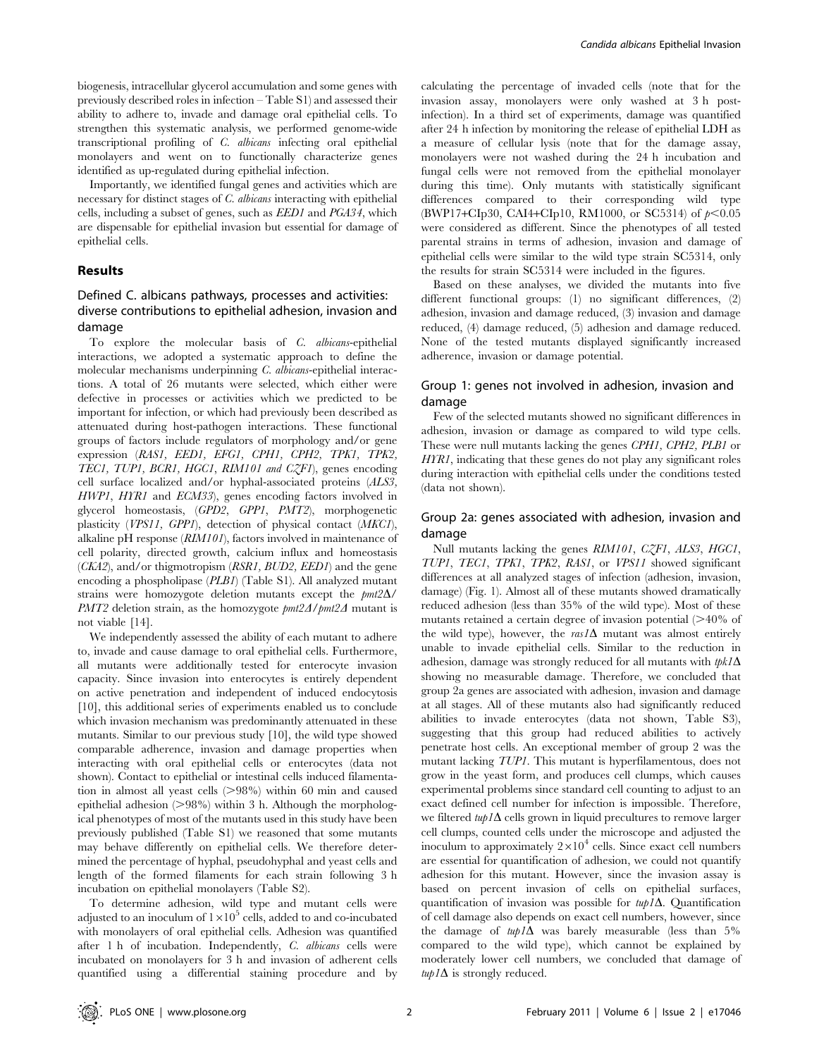biogenesis, intracellular glycerol accumulation and some genes with previously described roles in infection – Table S1) and assessed their ability to adhere to, invade and damage oral epithelial cells. To strengthen this systematic analysis, we performed genome-wide transcriptional profiling of *C. albicans* infecting oral epithelial monolayers and went on to functionally characterize genes identified as up-regulated during epithelial infection.

Importantly, we identified fungal genes and activities which are necessary for distinct stages of *C. albicans* interacting with epithelial cells, including a subset of genes, such as *EED1* and *PGA34*, which are dispensable for epithelial invasion but essential for damage of epithelial cells.

## Results

### Defined C. albicans pathways, processes and activities: diverse contributions to epithelial adhesion, invasion and damage

To explore the molecular basis of *C. albicans*-epithelial interactions, we adopted a systematic approach to define the molecular mechanisms underpinning *C. albicans*-epithelial interactions. A total of 26 mutants were selected, which either were defective in processes or activities which we predicted to be important for infection, or which had previously been described as attenuated during host-pathogen interactions. These functional groups of factors include regulators of morphology and/or gene expression (*RAS1, EED1, EFG1, CPH1, CPH2, TPK1, TPK2, TEC1, TUP1, BCR1, HGC1, RIM101 and CZF1*), genes encoding cell surface localized and/or hyphal-associated proteins (*ALS3, HWP1, HYR1* and *ECM33*), genes encoding factors involved in glycerol homeostasis, (*GPD2, GPP1, PMT2*), morphogenetic plasticity (*VPS11, GPP1*), detection of physical contact (*MKC1*), alkaline pH response (*RIM101*), factors involved in maintenance of cell polarity, directed growth, calcium influx and homeostasis (*CKA2*), and/or thigmotropism (*RSR1, BUD2, EED1*) and the gene encoding a phospholipase (*PLB1*) (Table S1). All analyzed mutant strains were homozygote deletion mutants except the *pmt2Δ/PMT2* deletion strain, as the homozygote *pmt2Δ/pmt2Δ* mutant is not viable [14].

We independently assessed the ability of each mutant to adhere to, invade and cause damage to oral epithelial cells. Furthermore, all mutants were additionally tested for enterocyte invasion capacity. Since invasion into enterocytes is entirely dependent on active penetration and independent of induced endocytosis [10], this additional series of experiments enabled us to conclude which invasion mechanism was predominantly attenuated in these mutants. Similar to our previous study [10], the wild type showed comparable adherence, invasion and damage properties when interacting with oral epithelial cells or enterocytes (data not shown). Contact to epithelial or intestinal cells induced filamentation in almost all yeast cells (>98%) within 60 min and caused epithelial adhesion (>98%) within 3 h. Although the morphological phenotypes of most of the mutants used in this study have been previously published (Table S1) we reasoned that some mutants may behave differently on epithelial cells. We therefore determined the percentage of hyphal, pseudohyphal and yeast cells and length of the formed filaments for each strain following 3 h incubation on epithelial monolayers (Table S2).

To determine adhesion, wild type and mutant cells were adjusted to an inoculum of $1\times10^5$ cells, added to and co-incubated with monolayers of oral epithelial cells. Adhesion was quantified after 1 h of incubation. Independently, *C. albicans* cells were incubated on monolayers for 3 h and invasion of adherent cells quantified using a differential staining procedure and by calculating the percentage of invaded cells (note that for the invasion assay, monolayers were only washed at 3 h post-infection). In a third set of experiments, damage was quantified after 24 h infection by monitoring the release of epithelial LDH as a measure of cellular lysis (note that for the damage assay, monolayers were not washed during the 24 h incubation and fungal cells were not removed from the epithelial monolayer during this time). Only mutants with statistically significant differences compared to their corresponding wild type (BWP17+CIp30, CAI4+CIp10, RM1000, or SC5314) of $p<0.05$ were considered as different. Since the phenotypes of all tested parental strains in terms of adhesion, invasion and damage of epithelial cells were similar to the wild type strain SC5314, only the results for strain SC5314 were included in the figures.

Based on these analyses, we divided the mutants into five different functional groups: (1) no significant differences, (2) adhesion, invasion and damage reduced, (3) invasion and damage reduced, (4) damage reduced, (5) adhesion and damage reduced. None of the tested mutants displayed significantly increased adherence, invasion or damage potential.

### Group 1: genes not involved in adhesion, invasion and damage

Few of the selected mutants showed no significant differences in adhesion, invasion or damage as compared to wild type cells. These were null mutants lacking the genes *CPH1, CPH2, PLB1* or *HYR1*, indicating that these genes do not play any significant roles during interaction with epithelial cells under the conditions tested (data not shown).

### Group 2a: genes associated with adhesion, invasion and damage

Null mutants lacking the genes *RIM101, CZF1, ALS3, HGC1, TUP1, TEC1, TPK1, TPK2, RAS1*, or *VPS11* showed significant differences at all analyzed stages of infection (adhesion, invasion, damage) (Fig. 1). Almost all of these mutants showed dramatically reduced adhesion (less than 35% of the wild type). Most of these mutants retained a certain degree of invasion potential (>40% of the wild type), however, the *ras1Δ* mutant was almost entirely unable to invade epithelial cells. Similar to the reduction in adhesion, damage was strongly reduced for all mutants with *tpk1Δ* showing no measurable damage. Therefore, we concluded that group 2a genes are associated with adhesion, invasion and damage at all stages. All of these mutants also had significantly reduced abilities to invade enterocytes (data not shown, Table S3), suggesting that this group had reduced abilities to actively penetrate host cells. An exceptional member of group 2 was the mutant lacking *TUP1*. This mutant is hyperfilamentous, does not grow in the yeast form, and produces cell clumps, which causes experimental problems since standard cell counting to adjust to an exact defined cell number for infection is impossible. Therefore, we filtered *tup1Δ* cells grown in liquid precultures to remove larger cell clumps, counted cells under the microscope and adjusted the inoculum to approximately $2\times10^4$ cells. Since exact cell numbers are essential for quantification of adhesion, we could not quantify adhesion for this mutant. However, since the invasion assay is based on percent invasion of cells on epithelial surfaces, quantification of invasion was possible for *tup1Δ*. Quantification of cell damage also depends on exact cell numbers, however, since the damage of *tup1Δ* was barely measurable (less than 5% compared to the wild type), which cannot be explained by moderately lower cell numbers, we concluded that damage of *tup1Δ* is strongly reduced.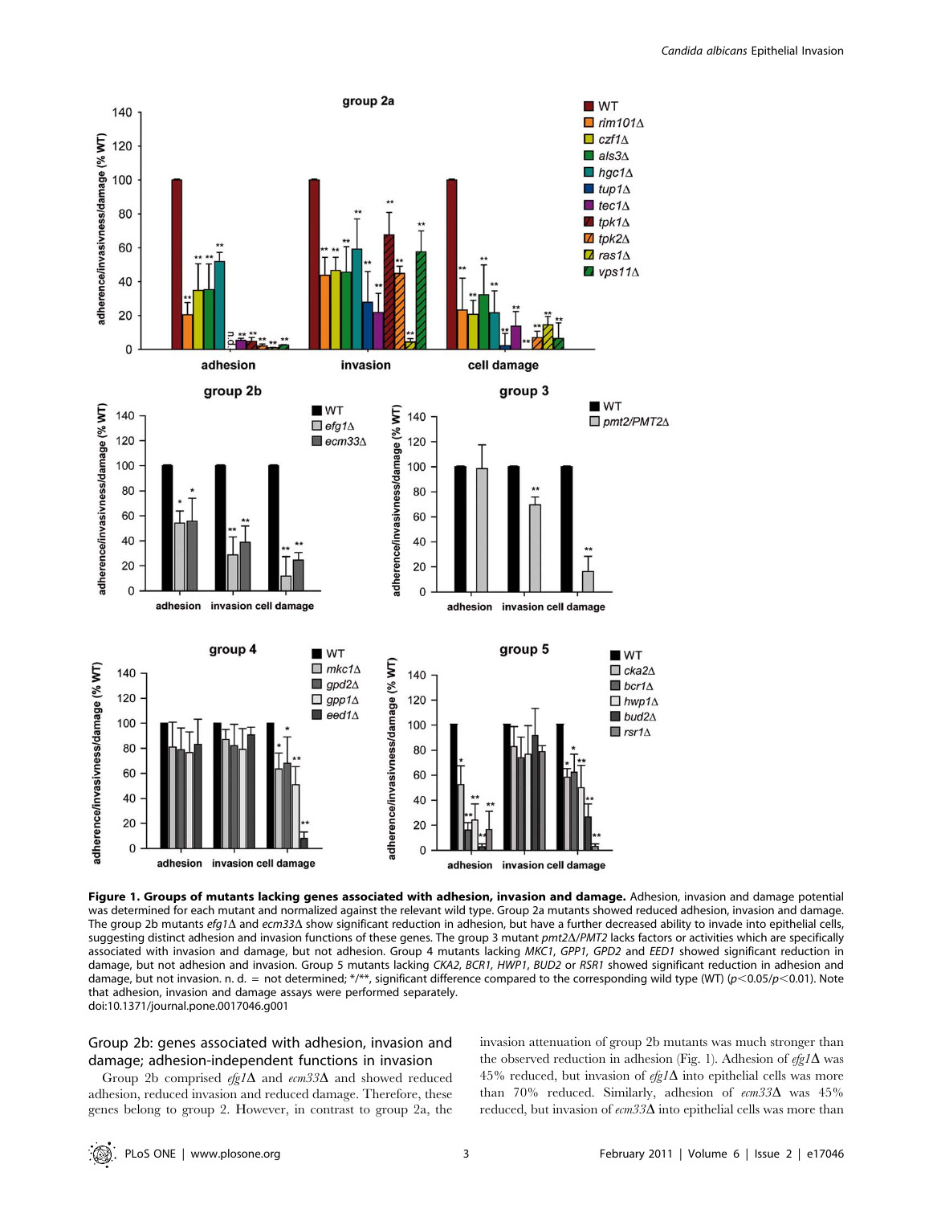**Figure 1. Groups of mutants lacking genes associated with adhesion, invasion and damage.** Adhesion, invasion and damage potential was determined for each mutant and normalized against the relevant wild type. Group 2a mutants showed reduced adhesion, invasion and damage. The group 2b mutants *efg1Δ* and *ecm33Δ* show significant reduction in adhesion, but have a further decreased ability to invade into epithelial cells, suggesting distinct adhesion and invasion functions of these genes. The group 3 mutant *pmt2Δ/PMT2* lacks factors or activities which are specifically associated with invasion and damage, but not adhesion. Group 4 mutants lacking *MKC1, GPP1, GPD2* and *EED1* showed significant reduction in damage, but not adhesion and invasion. Group 5 mutants lacking *CKA2, BCR1, HWP1, BUD2* or *RSR1* showed significant reduction in adhesion and damage, but not invasion. n. d. = not determined; */**, significant difference compared to the corresponding wild type (WT) ($p<0.05$/$p<0.01$). Note that adhesion, invasion and damage assays were performed separately.
doi:10.1371/journal.pone.0017046.g001

## Group 2b: genes associated with adhesion, invasion and damage; adhesion-independent functions in invasion

Group 2b comprised *efg1Δ* and *ecm33Δ* and showed reduced adhesion, reduced invasion and reduced damage. Therefore, these genes belong to group 2. However, in contrast to group 2a, the invasion attenuation of group 2b mutants was much stronger than the observed reduction in adhesion (Fig. 1). Adhesion of *efg1Δ* was 45% reduced, but invasion of *efg1Δ* into epithelial cells was more than 70% reduced. Similarly, adhesion of *ecm33Δ* was 45% reduced, but invasion of *ecm33Δ* into epithelial cells was more than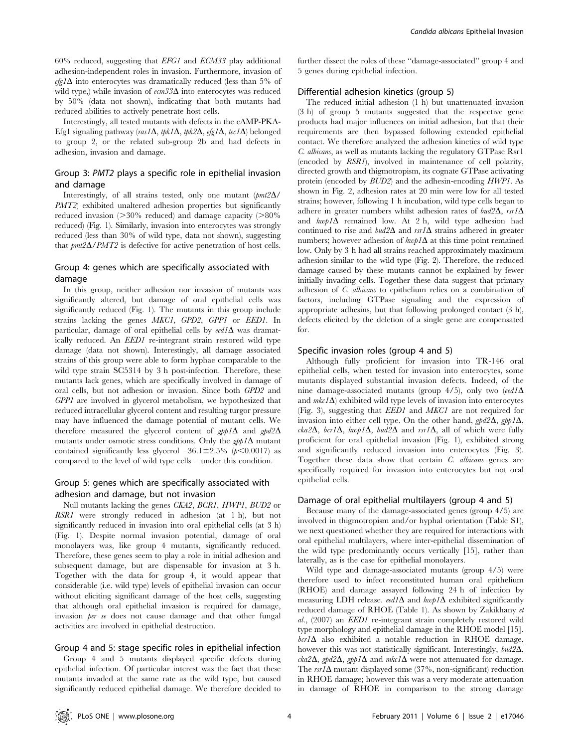60% reduced, suggesting that *EFG1* and *ECM33* play additional adhesion-independent roles in invasion. Furthermore, invasion of *efg1*Δ into enterocytes was dramatically reduced (less than 5% of wild type,) while invasion of *ecm33*Δ into enterocytes was reduced by 50% (data not shown), indicating that both mutants had reduced abilities to actively penetrate host cells.

Interestingly, all tested mutants with defects in the cAMP-PKA-Efg1 signaling pathway (*ras1*Δ, *tpk1*Δ, *tpk2*Δ, *efg1*Δ, *tec1*Δ) belonged to group 2, or the related sub-group 2b and had defects in adhesion, invasion and damage.

## Group 3: *PMT2* plays a specific role in epithelial invasion and damage

Interestingly, of all strains tested, only one mutant (*pmt2*Δ/*PMT2*) exhibited unaltered adhesion properties but significantly reduced invasion (>30% reduced) and damage capacity (>80% reduced) (Fig. 1). Similarly, invasion into enterocytes was strongly reduced (less than 30% of wild type, data not shown), suggesting that *pmt2*Δ/*PMT2* is defective for active penetration of host cells.

## Group 4: genes which are specifically associated with damage

In this group, neither adhesion nor invasion of mutants was significantly altered, but damage of oral epithelial cells was significantly reduced (Fig. 1). The mutants in this group include strains lacking the genes *MKC1*, *GPD2*, *GPP1* or *EED1*. In particular, damage of oral epithelial cells by *eed1*Δ was dramatically reduced. An *EED1* re-integrant strain restored wild type damage (data not shown). Interestingly, all damage associated strains of this group were able to form hyphae comparable to the wild type strain SC5314 by 3 h post-infection. Therefore, these mutants lack genes, which are specifically involved in damage of oral cells, but not adhesion or invasion. Since both *GPD2* and *GPP1* are involved in glycerol metabolism, we hypothesized that reduced intracellular glycerol content and resulting turgor pressure may have influenced the damage potential of mutant cells. We therefore measured the glycerol content of *gpp1*Δ and *gpd2*Δ mutants under osmotic stress conditions. Only the *gpp1*Δ mutant contained significantly less glycerol –36.1±2.5% ($p<0.0017$) as compared to the level of wild type cells – under this condition.

## Group 5: genes which are specifically associated with adhesion and damage, but not invasion

Null mutants lacking the genes *CKA2*, *BCR1*, *HWP1*, *BUD2* or *RSR1* were strongly reduced in adhesion (at 1 h), but not significantly reduced in invasion into oral epithelial cells (at 3 h) (Fig. 1). Despite normal invasion potential, damage of oral monolayers was, like group 4 mutants, significantly reduced. Therefore, these genes seem to play a role in initial adhesion and subsequent damage, but are dispensable for invasion at 3 h. Together with the data for group 4, it would appear that considerable (i.e. wild type) levels of epithelial invasion can occur without eliciting significant damage of the host cells, suggesting that although oral epithelial invasion is required for damage, invasion *per se* does not cause damage and that other fungal activities are involved in epithelial destruction.

## Group 4 and 5: stage specific roles in epithelial infection

Group 4 and 5 mutants displayed specific defects during epithelial infection. Of particular interest was the fact that these mutants invaded at the same rate as the wild type, but caused significantly reduced epithelial damage. We therefore decided to further dissect the roles of these "damage-associated" group 4 and 5 genes during epithelial infection.

## Differential adhesion kinetics (group 5)

The reduced initial adhesion (1 h) but unattenuated invasion (3 h) of group 5 mutants suggested that the respective gene products had major influences on initial adhesion, but that their requirements are then bypassed following extended epithelial contact. We therefore analyzed the adhesion kinetics of wild type *C. albicans*, as well as mutants lacking the regulatory GTPase Rsr1 (encoded by *RSR1*), involved in maintenance of cell polarity, directed growth and thigmotropism, its cognate GTPase activating protein (encoded by *BUD2*) and the adhesin-encoding *HWP1*. As shown in Fig. 2, adhesion rates at 20 min were low for all tested strains; however, following 1 h incubation, wild type cells began to adhere in greater numbers whilst adhesion rates of *bud2*Δ, *rsr1*Δ and *hwp1*Δ remained low. At 2 h, wild type adhesion had continued to rise and *bud2*Δ and *rsr1*Δ strains adhered in greater numbers; however adhesion of *hwp1*Δ at this time point remained low. Only by 3 h had all strains reached approximately maximum adhesion similar to the wild type (Fig. 2). Therefore, the reduced damage caused by these mutants cannot be explained by fewer initially invading cells. Together these data suggest that primary adhesion of *C. albicans* to epithelium relies on a combination of factors, including GTPase signaling and the expression of appropriate adhesins, but that following prolonged contact (3 h), defects elicited by the deletion of a single gene are compensated for.

## Specific invasion roles (group 4 and 5)

Although fully proficient for invasion into TR-146 oral epithelial cells, when tested for invasion into enterocytes, some mutants displayed substantial invasion defects. Indeed, of the nine damage-associated mutants (group 4/5), only two (*eed1*Δ and *mkc1*Δ) exhibited wild type levels of invasion into enterocytes (Fig. 3), suggesting that *EED1* and *MKC1* are not required for invasion into either cell type. On the other hand, *gpd2*Δ, *gpp1*Δ, *cka2*Δ, *bcr1*Δ, *hwp1*Δ, *bud2*Δ and *rsr1*Δ, all of which were fully proficient for oral epithelial invasion (Fig. 1), exhibited strong and significantly reduced invasion into enterocytes (Fig. 3). Together these data show that certain *C. albicans* genes are specifically required for invasion into enterocytes but not oral epithelial cells.

## Damage of oral epithelial multilayers (group 4 and 5)

Because many of the damage-associated genes (group 4/5) are involved in thigmotropism and/or hyphal orientation (Table S1), we next questioned whether they are required for interactions with oral epithelial multilayers, where inter-epithelial dissemination of the wild type predominantly occurs vertically [15], rather than laterally, as is the case for epithelial monolayers.

Wild type and damage-associated mutants (group 4/5) were therefore used to infect reconstituted human oral epithelium (RHOE) and damage assayed following 24 h of infection by measuring LDH release. *eed1*Δ and *hwp1*Δ exhibited significantly reduced damage of RHOE (Table 1). As shown by Zakikhany *et al.*, (2007) an *EED1* re-integrant strain completely restored wild type morphology and epithelial damage in the RHOE model [15]. *bcr1*Δ also exhibited a notable reduction in RHOE damage, however this was not statistically significant. Interestingly, *bud2*Δ, *cka2*Δ, *gpd2*Δ, *gpp1*Δ and *mkc1*Δ were not attenuated for damage. The *rsr1*Δ mutant displayed some (37%, non-significant) reduction in RHOE damage; however this was a very moderate attenuation in damage of RHOE in comparison to the strong damage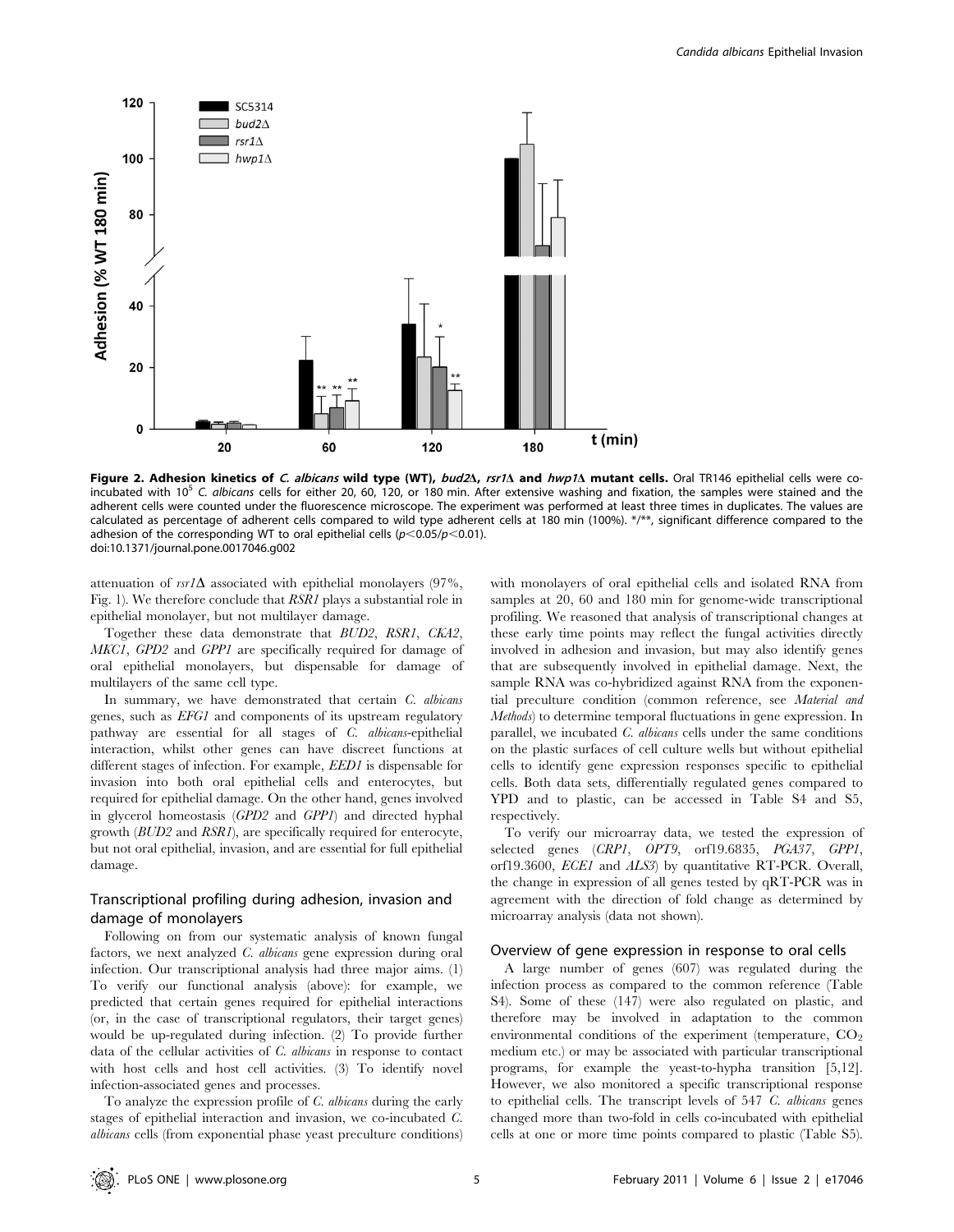**Figure 2. Adhesion kinetics of *C. albicans* wild type (WT), *bud2*Δ, *rsr1*Δ and *hwp1*Δ mutant cells.** Oral TR146 epithelial cells were co-incubated with $10^5$ *C. albicans* cells for either 20, 60, 120, or 180 min. After extensive washing and fixation, the samples were stained and the adherent cells were counted under the fluorescence microscope. The experiment was performed at least three times in duplicates. The values are calculated as percentage of adherent cells compared to wild type adherent cells at 180 min (100%). */**, significant difference compared to the adhesion of the corresponding WT to oral epithelial cells ($p<0.05$/$p<0.01$).
doi:10.1371/journal.pone.0017046.g002

attenuation of *rsr1*Δ associated with epithelial monolayers (97%, Fig. 1). We therefore conclude that *RSR1* plays a substantial role in epithelial monolayer, but not multilayer damage.

Together these data demonstrate that *BUD2*, *RSR1*, *CKA2*, *MKC1*, *GPD2* and *GPP1* are specifically required for damage of oral epithelial monolayers, but dispensable for damage of multilayers of the same cell type.

In summary, we have demonstrated that certain *C. albicans* genes, such as *EFG1* and components of its upstream regulatory pathway are essential for all stages of *C. albicans*-epithelial interaction, whilst other genes can have discreet functions at different stages of infection. For example, *EED1* is dispensable for invasion into both oral epithelial cells and enterocytes, but required for epithelial damage. On the other hand, genes involved in glycerol homeostasis (*GPD2* and *GPP1*) and directed hyphal growth (*BUD2* and *RSR1*), are specifically required for enterocyte, but not oral epithelial, invasion, and are essential for full epithelial damage.

## Transcriptional profiling during adhesion, invasion and damage of monolayers

Following on from our systematic analysis of known fungal factors, we next analyzed *C. albicans* gene expression during oral infection. Our transcriptional analysis had three major aims. (1) To verify our functional analysis (above): for example, we predicted that certain genes required for epithelial interactions (or, in the case of transcriptional regulators, their target genes) would be up-regulated during infection. (2) To provide further data of the cellular activities of *C. albicans* in response to contact with host cells and host cell activities. (3) To identify novel infection-associated genes and processes.

To analyze the expression profile of *C. albicans* during the early stages of epithelial interaction and invasion, we co-incubated *C. albicans* cells (from exponential phase yeast preculture conditions) with monolayers of oral epithelial cells and isolated RNA from samples at 20, 60 and 180 min for genome-wide transcriptional profiling. We reasoned that analysis of transcriptional changes at these early time points may reflect the fungal activities directly involved in adhesion and invasion, but may also identify genes that are subsequently involved in epithelial damage. Next, the sample RNA was co-hybridized against RNA from the exponential preculture condition (common reference, see *Material and Methods*) to determine temporal fluctuations in gene expression. In parallel, we incubated *C. albicans* cells under the same conditions on the plastic surfaces of cell culture wells but without epithelial cells to identify gene expression responses specific to epithelial cells. Both data sets, differentially regulated genes compared to YPD and to plastic, can be accessed in Table S4 and S5, respectively.

To verify our microarray data, we tested the expression of selected genes (*CRP1*, *OPT9*, orf19.6835, *PGA37*, *GPP1*, orf19.3600, *ECE1* and *ALS3*) by quantitative RT-PCR. Overall, the change in expression of all genes tested by qRT-PCR was in agreement with the direction of fold change as determined by microarray analysis (data not shown).

### Overview of gene expression in response to oral cells

A large number of genes (607) was regulated during the infection process as compared to the common reference (Table S4). Some of these (147) were also regulated on plastic, and therefore may be involved in adaptation to the common environmental conditions of the experiment (temperature, $CO_2$ medium etc.) or may be associated with particular transcriptional programs, for example the yeast-to-hypha transition [5,12]. However, we also monitored a specific transcriptional response to epithelial cells. The transcript levels of 547 *C. albicans* genes changed more than two-fold in cells co-incubated with epithelial cells at one or more time points compared to plastic (Table S5).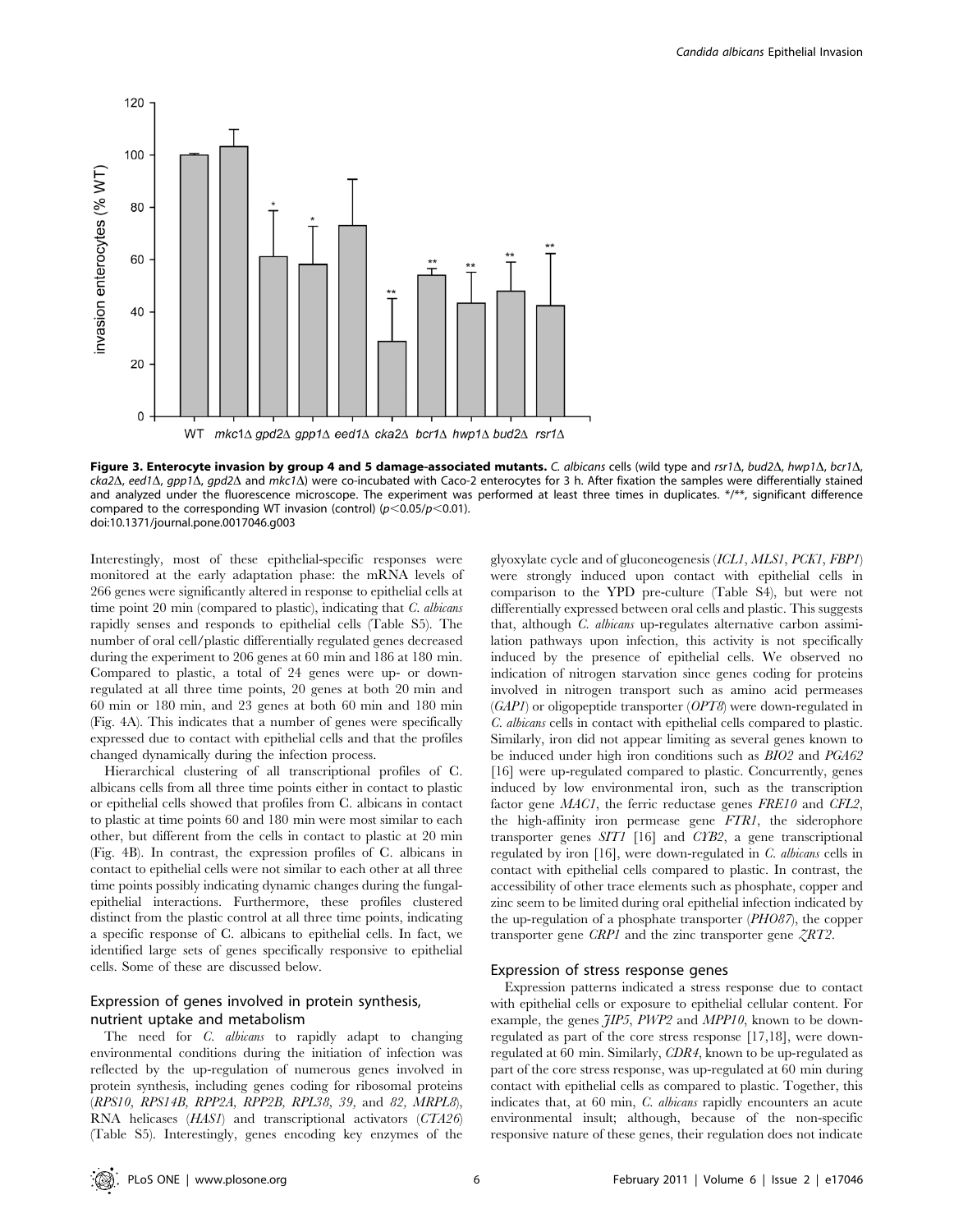**Figure 3. Enterocyte invasion by group 4 and 5 damage-associated mutants.** *C. albicans* cells (wild type and *rsr1*Δ, *bud2*Δ, *hwp1*Δ, *bcr1*Δ, *cka2*Δ, *eed1*Δ, *gpp1*Δ, *gpd2*Δ and *mkc1*Δ) were co-incubated with Caco-2 enterocytes for 3 h. After fixation the samples were differentially stained and analyzed under the fluorescence microscope. The experiment was performed at least three times in duplicates. */**, significant difference compared to the corresponding WT invasion (control) ($p<0.05/p<0.01$).
doi:10.1371/journal.pone.0017046.g003

Interestingly, most of these epithelial-specific responses were monitored at the early adaptation phase: the mRNA levels of 266 genes were significantly altered in response to epithelial cells at time point 20 min (compared to plastic), indicating that *C. albicans* rapidly senses and responds to epithelial cells (Table S5). The number of oral cell/plastic differentially regulated genes decreased during the experiment to 206 genes at 60 min and 186 at 180 min. Compared to plastic, a total of 24 genes were up- or down-regulated at all three time points, 20 genes at both 20 min and 60 min or 180 min, and 23 genes at both 60 min and 180 min (Fig. 4A). This indicates that a number of genes were specifically expressed due to contact with epithelial cells and that the profiles changed dynamically during the infection process.

Hierarchical clustering of all transcriptional profiles of C. albicans cells from all three time points either in contact to plastic or epithelial cells showed that profiles from C. albicans in contact to plastic at time points 60 and 180 min were most similar to each other, but different from the cells in contact to plastic at 20 min (Fig. 4B). In contrast, the expression profiles of C. albicans in contact to epithelial cells were not similar to each other at all three time points possibly indicating dynamic changes during the fungal-epithelial interactions. Furthermore, these profiles clustered distinct from the plastic control at all three time points, indicating a specific response of C. albicans to epithelial cells. In fact, we identified large sets of genes specifically responsive to epithelial cells. Some of these are discussed below.

### Expression of genes involved in protein synthesis, nutrient uptake and metabolism

The need for *C. albicans* to rapidly adapt to changing environmental conditions during the initiation of infection was reflected by the up-regulation of numerous genes involved in protein synthesis, including genes coding for ribosomal proteins (*RPS10, RPS14B, RPP2A, RPP2B, RPL38, 39,* and *82, MRPL8*), RNA helicases (*HAS1*) and transcriptional activators (*CTA26*) (Table S5). Interestingly, genes encoding key enzymes of the glyoxylate cycle and of gluconeogenesis (*ICL1, MLS1, PCK1, FBP1*) were strongly induced upon contact with epithelial cells in comparison to the YPD pre-culture (Table S4), but were not differentially expressed between oral cells and plastic. This suggests that, although *C. albicans* up-regulates alternative carbon assimilation pathways upon infection, this activity is not specifically induced by the presence of epithelial cells. We observed no indication of nitrogen starvation since genes coding for proteins involved in nitrogen transport such as amino acid permeases (*GAP1*) or oligopeptide transporter (*OPT8*) were down-regulated in *C. albicans* cells in contact with epithelial cells compared to plastic. Similarly, iron did not appear limiting as several genes known to be induced under high iron conditions such as *BIO2* and *PGA62* [16] were up-regulated compared to plastic. Concurrently, genes induced by low environmental iron, such as the transcription factor gene *MAC1*, the ferric reductase genes *FRE10* and *CFL2*, the high-affinity iron permease gene *FTR1*, the siderophore transporter genes *SIT1* [16] and *CYB2*, a gene transcriptional regulated by iron [16], were down-regulated in *C. albicans* cells in contact with epithelial cells compared to plastic. In contrast, the accessibility of other trace elements such as phosphate, copper and zinc seem to be limited during oral epithelial infection indicated by the up-regulation of a phosphate transporter (*PHO87*), the copper transporter gene *CRP1* and the zinc transporter gene *ZRT2*.

### Expression of stress response genes

Expression patterns indicated a stress response due to contact with epithelial cells or exposure to epithelial cellular content. For example, the genes *JIP5, PWP2* and *MPP10*, known to be down-regulated as part of the core stress response [17,18], were down-regulated at 60 min. Similarly, *CDR4*, known to be up-regulated as part of the core stress response, was up-regulated at 60 min during contact with epithelial cells as compared to plastic. Together, this indicates that, at 60 min, *C. albicans* rapidly encounters an acute environmental insult; although, because of the non-specific responsive nature of these genes, their regulation does not indicate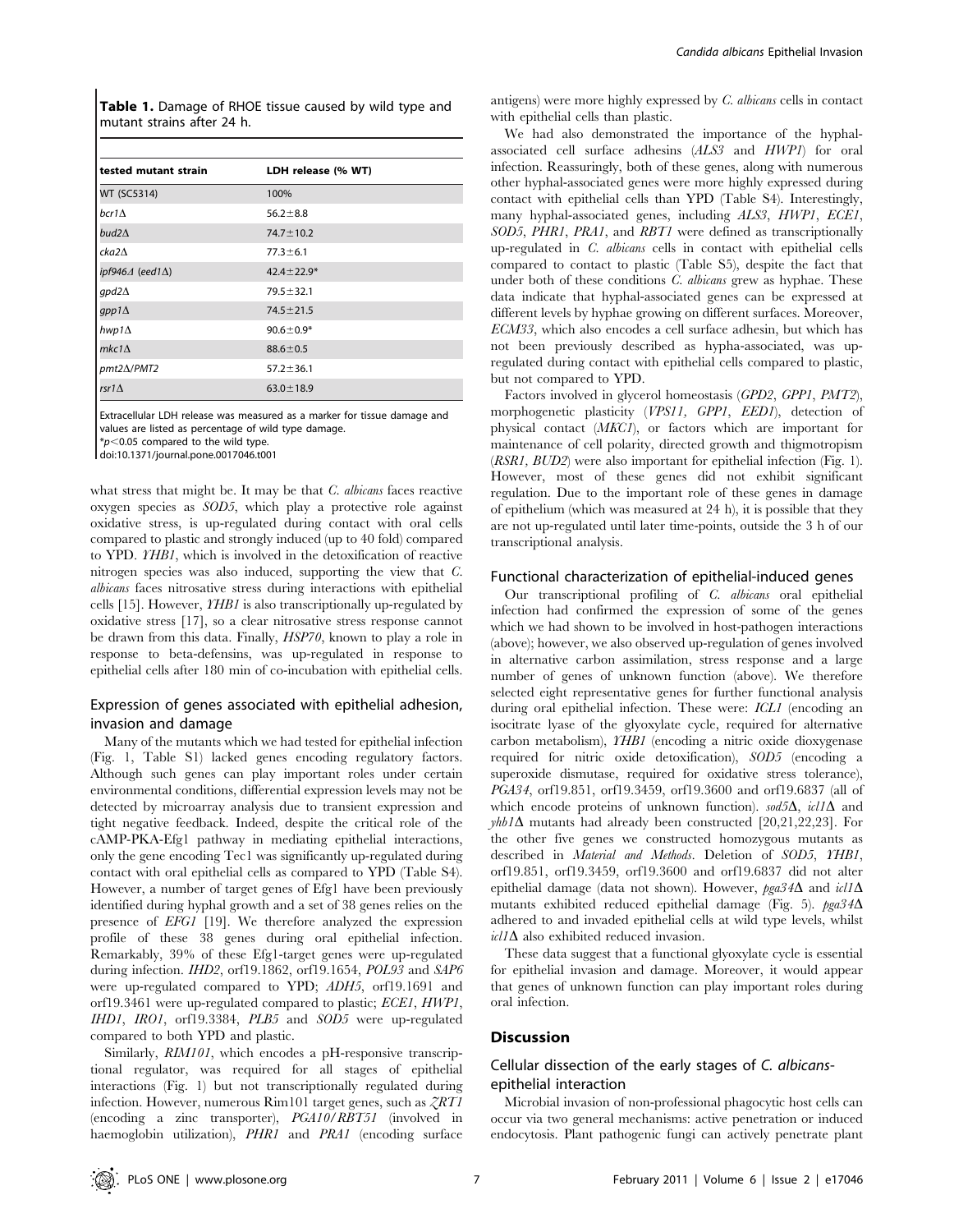**Table 1.** Damage of RHOE tissue caused by wild type and mutant strains after 24 h.

| tested mutant strain | LDH release (% WT) |
|---|---|
| WT (SC5314) | 100% |
| *bcr1*Δ | 56.2±8.8 |
| *bud2*Δ | 74.7±10.2 |
| *cka2*Δ | 77.3±6.1 |
| *ipf946*Δ (*eed1*Δ) | 42.4±22.9* |
| *gpd2*Δ | 79.5±32.1 |
| *gpp1*Δ | 74.5±21.5 |
| *hwp1*Δ | 90.6±0.9* |
| *mkc1*Δ | 88.6±0.5 |
| *pmt2*Δ/*PMT2* | 57.2±36.1 |
| *rsr1*Δ | 63.0±18.9 |

Extracellular LDH release was measured as a marker for tissue damage and values are listed as percentage of wild type damage.
*$p<0.05$ compared to the wild type.
doi:10.1371/journal.pone.0017046.t001

what stress that might be. It may be that *C. albicans* faces reactive oxygen species as *SOD5*, which play a protective role against oxidative stress, is up-regulated during contact with oral cells compared to plastic and strongly induced (up to 40 fold) compared to YPD. *YHB1*, which is involved in the detoxification of reactive nitrogen species was also induced, supporting the view that *C. albicans* faces nitrosative stress during interactions with epithelial cells [15]. However, *YHB1* is also transcriptionally up-regulated by oxidative stress [17], so a clear nitrosative stress response cannot be drawn from this data. Finally, *HSP70*, known to play a role in response to beta-defensins, was up-regulated in response to epithelial cells after 180 min of co-incubation with epithelial cells.

### Expression of genes associated with epithelial adhesion, invasion and damage

Many of the mutants which we had tested for epithelial infection (Fig. 1, Table S1) lacked genes encoding regulatory factors. Although such genes can play important roles under certain environmental conditions, differential expression levels may not be detected by microarray analysis due to transient expression and tight negative feedback. Indeed, despite the critical role of the cAMP-PKA-Efg1 pathway in mediating epithelial interactions, only the gene encoding Tec1 was significantly up-regulated during contact with oral epithelial cells as compared to YPD (Table S4). However, a number of target genes of Efg1 have been previously identified during hyphal growth and a set of 38 genes relies on the presence of *EFG1* [19]. We therefore analyzed the expression profile of these 38 genes during oral epithelial infection. Remarkably, 39% of these Efg1-target genes were up-regulated during infection. *IHD2*, orf19.1862, orf19.1654, *POL93* and *SAP6* were up-regulated compared to YPD; *ADH5*, orf19.1691 and orf19.3461 were up-regulated compared to plastic; *ECE1*, *HWP1*, *IHD1*, *IRO1*, orf19.3384, *PLB5* and *SOD5* were up-regulated compared to both YPD and plastic.

Similarly, *RIM101*, which encodes a pH-responsive transcriptional regulator, was required for all stages of epithelial interactions (Fig. 1) but not transcriptionally regulated during infection. However, numerous Rim101 target genes, such as *ZRT1* (encoding a zinc transporter), *PGA10/RBT51* (involved in haemoglobin utilization), *PHR1* and *PRA1* (encoding surface antigens) were more highly expressed by *C. albicans* cells in contact with epithelial cells than plastic.

We had also demonstrated the importance of the hyphal-associated cell surface adhesins (*ALS3* and *HWP1*) for oral infection. Reassuringly, both of these genes, along with numerous other hyphal-associated genes were more highly expressed during contact with epithelial cells than YPD (Table S4). Interestingly, many hyphal-associated genes, including *ALS3*, *HWP1*, *ECE1*, *SOD5*, *PHR1*, *PRA1*, and *RBT1* were defined as transcriptionally up-regulated in *C. albicans* cells in contact with epithelial cells compared to contact to plastic (Table S5), despite the fact that under both of these conditions *C. albicans* grew as hyphae. These data indicate that hyphal-associated genes can be expressed at different levels by hyphae growing on different surfaces. Moreover, *ECM33*, which also encodes a cell surface adhesin, but which has not been previously described as hypha-associated, was up-regulated during contact with epithelial cells compared to plastic, but not compared to YPD.

Factors involved in glycerol homeostasis (*GPD2*, *GPP1*, *PMT2*), morphogenetic plasticity (*VPS11*, *GPP1*, *EED1*), detection of physical contact (*MKC1*), or factors which are important for maintenance of cell polarity, directed growth and thigmotropism (*RSR1*, *BUD2*) were also important for epithelial infection (Fig. 1). However, most of these genes did not exhibit significant regulation. Due to the important role of these genes in damage of epithelium (which was measured at 24 h), it is possible that they are not up-regulated until later time-points, outside the 3 h of our transcriptional analysis.

### Functional characterization of epithelial-induced genes

Our transcriptional profiling of *C. albicans* oral epithelial infection had confirmed the expression of some of the genes which we had shown to be involved in host-pathogen interactions (above); however, we also observed up-regulation of genes involved in alternative carbon assimilation, stress response and a large number of genes of unknown function (above). We therefore selected eight representative genes for further functional analysis during oral epithelial infection. These were: *ICL1* (encoding an isocitrate lyase of the glyoxylate cycle, required for alternative carbon metabolism), *YHB1* (encoding a nitric oxide dioxygenase required for nitric oxide detoxification), *SOD5* (encoding a superoxide dismutase, required for oxidative stress tolerance), *PGA34*, orf19.851, orf19.3459, orf19.3600 and orf19.6837 (all of which encode proteins of unknown function). *sod5*Δ, *icl1*Δ and *yhb1*Δ mutants had already been constructed [20,21,22,23]. For the other five genes we constructed homozygous mutants as described in *Material and Methods*. Deletion of *SOD5*, *YHB1*, orf19.851, orf19.3459, orf19.3600 and orf19.6837 did not alter epithelial damage (data not shown). However, *pga34*Δ and *icl1*Δ mutants exhibited reduced epithelial damage (Fig. 5). *pga34*Δ adhered to and invaded epithelial cells at wild type levels, whilst *icl1*Δ also exhibited reduced invasion.

These data suggest that a functional glyoxylate cycle is essential for epithelial invasion and damage. Moreover, it would appear that genes of unknown function can play important roles during oral infection.

## Discussion

### Cellular dissection of the early stages of *C. albicans*-epithelial interaction

Microbial invasion of non-professional phagocytic host cells can occur via two general mechanisms: active penetration or induced endocytosis. Plant pathogenic fungi can actively penetrate plant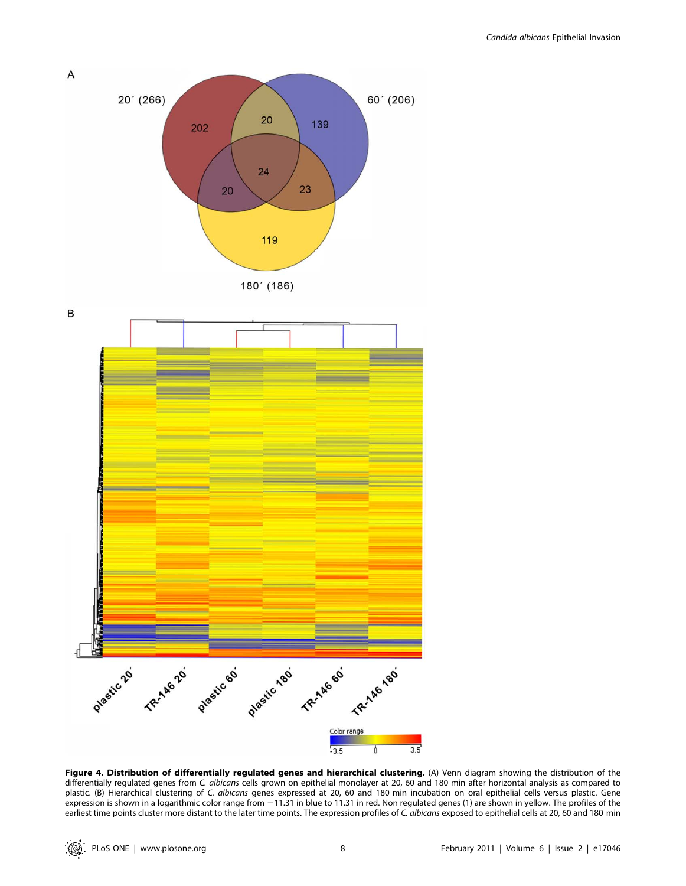**Figure 4. Distribution of differentially regulated genes and hierarchical clustering.** (A) Venn diagram showing the distribution of the differentially regulated genes from *C. albicans* cells grown on epithelial monolayer at 20, 60 and 180 min after horizontal analysis as compared to plastic. (B) Hierarchical clustering of *C. albicans* genes expressed at 20, 60 and 180 min incubation on oral epithelial cells versus plastic. Gene expression is shown in a logarithmic color range from −11.31 in blue to 11.31 in red. Non regulated genes (1) are shown in yellow. The profiles of the earliest time points cluster more distant to the later time points. The expression profiles of *C. albicans* exposed to epithelial cells at 20, 60 and 180 min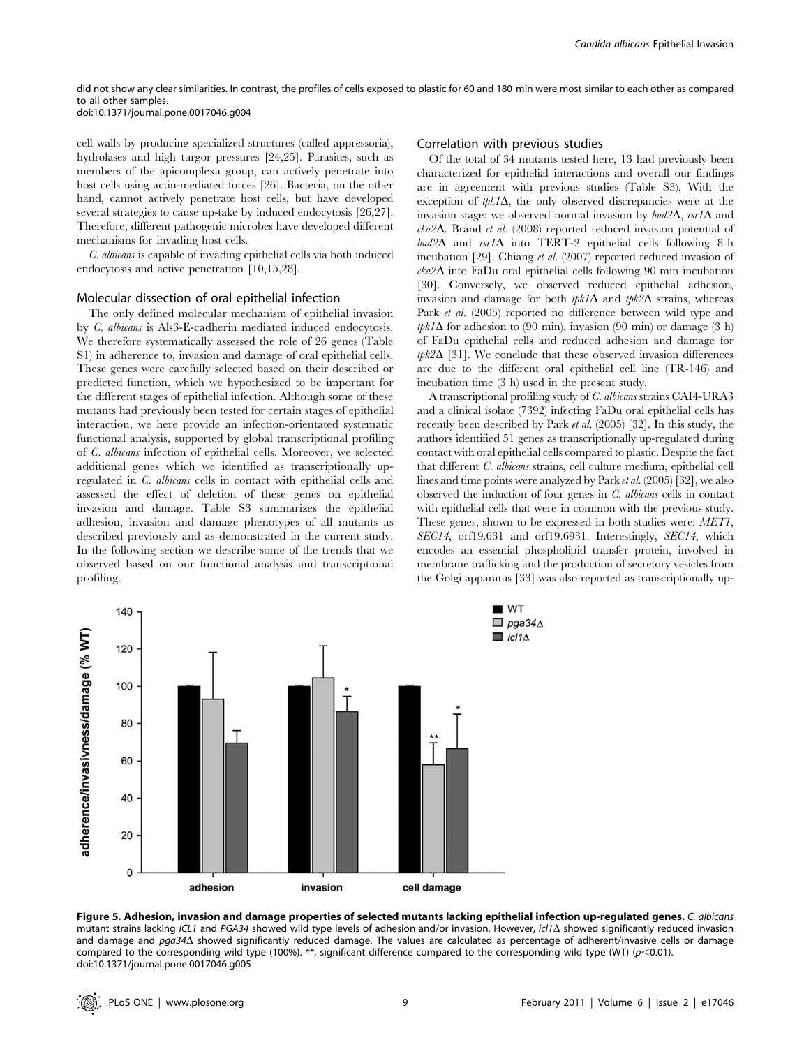did not show any clear similarities. In contrast, the profiles of cells exposed to plastic for 60 and 180 min were most similar to each other as compared to all other samples.
doi:10.1371/journal.pone.0017046.g004

cell walls by producing specialized structures (called appressoria), hydrolases and high turgor pressures [24,25]. Parasites, such as members of the apicomplexa group, can actively penetrate into host cells using actin-mediated forces [26]. Bacteria, on the other hand, cannot actively penetrate host cells, but have developed several strategies to cause up-take by induced endocytosis [26,27]. Therefore, different pathogenic microbes have developed different mechanisms for invading host cells.

*C. albicans* is capable of invading epithelial cells via both induced endocytosis and active penetration [10,15,28].

### Molecular dissection of oral epithelial infection

The only defined molecular mechanism of epithelial invasion by *C. albicans* is Als3-E-cadherin mediated induced endocytosis. We therefore systematically assessed the role of 26 genes (Table S1) in adherence to, invasion and damage of oral epithelial cells. These genes were carefully selected based on their described or predicted function, which we hypothesized to be important for the different stages of epithelial infection. Although some of these mutants had previously been tested for certain stages of epithelial interaction, we here provide an infection-orientated systematic functional analysis, supported by global transcriptional profiling of *C. albicans* infection of epithelial cells. Moreover, we selected additional genes which we identified as transcriptionally up-regulated in *C. albicans* cells in contact with epithelial cells and assessed the effect of deletion of these genes on epithelial invasion and damage. Table S3 summarizes the epithelial adhesion, invasion and damage phenotypes of all mutants as described previously and as demonstrated in the current study. In the following section we describe some of the trends that we observed based on our functional analysis and transcriptional profiling.

### Correlation with previous studies

Of the total of 34 mutants tested here, 13 had previously been characterized for epithelial interactions and overall our findings are in agreement with previous studies (Table S3). With the exception of *tpk1*Δ, the only observed discrepancies were at the invasion stage: we observed normal invasion by *bud2*Δ, *rsr1*Δ and *cka2*Δ. Brand *et al.* (2008) reported reduced invasion potential of *bud2*Δ and *rsr1*Δ into TERT-2 epithelial cells following 8 h incubation [29]. Chiang *et al.* (2007) reported reduced invasion of *cka2*Δ into FaDu oral epithelial cells following 90 min incubation [30]. Conversely, we observed reduced epithelial adhesion, invasion and damage for both *tpk1*Δ and *tpk2*Δ strains, whereas Park *et al.* (2005) reported no difference between wild type and *tpk1*Δ for adhesion to (90 min), invasion (90 min) or damage (3 h) of FaDu epithelial cells and reduced adhesion and damage for *tpk2*Δ [31]. We conclude that these observed invasion differences are due to the different oral epithelial cell line (TR-146) and incubation time (3 h) used in the present study.

A transcriptional profiling study of *C. albicans* strains CAI4-URA3 and a clinical isolate (7392) infecting FaDu oral epithelial cells has recently been described by Park *et al.* (2005) [32]. In this study, the authors identified 51 genes as transcriptionally up-regulated during contact with oral epithelial cells compared to plastic. Despite the fact that different *C. albicans* strains, cell culture medium, epithelial cell lines and time points were analyzed by Park *et al.* (2005) [32], we also observed the induction of four genes in *C. albicans* cells in contact with epithelial cells that were in common with the previous study. These genes, shown to be expressed in both studies were: *MET1*, *SEC14*, orf19.631 and orf19.6931. Interestingly, *SEC14*, which encodes an essential phospholipid transfer protein, involved in membrane trafficking and the production of secretory vesicles from the Golgi apparatus [33] was also reported as transcriptionally up-

**Figure 5. Adhesion, invasion and damage properties of selected mutants lacking epithelial infection up-regulated genes.** *C. albicans* mutant strains lacking *ICL1* and *PGA34* showed wild type levels of adhesion and/or invasion. However, *icl1*Δ showed significantly reduced invasion and damage and *pga34*Δ showed significantly reduced damage. The values are calculated as percentage of adherent/invasive cells or damage compared to the corresponding wild type (100%). **, significant difference compared to the corresponding wild type (WT) ($p<0.01$).
doi:10.1371/journal.pone.0017046.g005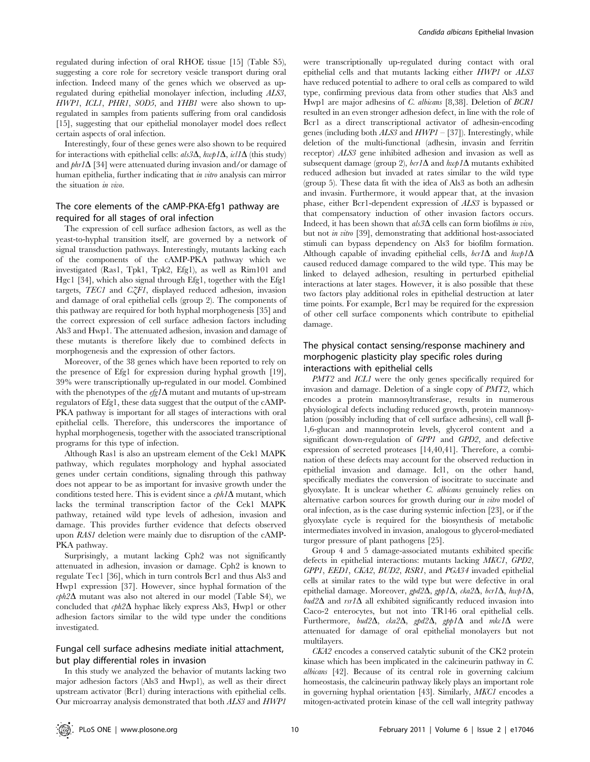regulated during infection of oral RHOE tissue [15] (Table S5), suggesting a core role for secretory vesicle transport during oral infection. Indeed many of the genes which we observed as up-regulated during epithelial monolayer infection, including *ALS3*, *HWP1*, *ICL1*, *PHR1*, *SOD5*, and *YHB1* were also shown to up-regulated in samples from patients suffering from oral candidosis [15], suggesting that our epithelial monolayer model does reflect certain aspects of oral infection.

Interestingly, four of these genes were also shown to be required for interactions with epithelial cells: *als3*Δ, *hwp1*Δ, *icl1*Δ (this study) and *phr1*Δ [34] were attenuated during invasion and/or damage of human epithelia, further indicating that *in vitro* analysis can mirror the situation *in vivo*.

## The core elements of the cAMP-PKA-Efg1 pathway are required for all stages of oral infection

The expression of cell surface adhesion factors, as well as the yeast-to-hyphal transition itself, are governed by a network of signal transduction pathways. Interestingly, mutants lacking each of the components of the cAMP-PKA pathway which we investigated (Ras1, Tpk1, Tpk2, Efg1), as well as Rim101 and Hgc1 [34], which also signal through Efg1, together with the Efg1 targets, *TEC1* and *CZF1*, displayed reduced adhesion, invasion and damage of oral epithelial cells (group 2). The components of this pathway are required for both hyphal morphogenesis [35] and the correct expression of cell surface adhesion factors including Als3 and Hwp1. The attenuated adhesion, invasion and damage of these mutants is therefore likely due to combined defects in morphogenesis and the expression of other factors.

Moreover, of the 38 genes which have been reported to rely on the presence of Efg1 for expression during hyphal growth [19], 39% were transcriptionally up-regulated in our model. Combined with the phenotypes of the *efg1*Δ mutant and mutants of up-stream regulators of Efg1, these data suggest that the output of the cAMP-PKA pathway is important for all stages of interactions with oral epithelial cells. Therefore, this underscores the importance of hyphal morphogenesis, together with the associated transcriptional programs for this type of infection.

Although Ras1 is also an upstream element of the Cek1 MAPK pathway, which regulates morphology and hyphal associated genes under certain conditions, signaling through this pathway does not appear to be as important for invasive growth under the conditions tested here. This is evident since a *cph1*Δ mutant, which lacks the terminal transcription factor of the Cek1 MAPK pathway, retained wild type levels of adhesion, invasion and damage. This provides further evidence that defects observed upon *RAS1* deletion were mainly due to disruption of the cAMP-PKA pathway.

Surprisingly, a mutant lacking Cph2 was not significantly attenuated in adhesion, invasion or damage. Cph2 is known to regulate Tec1 [36], which in turn controls Bcr1 and thus Als3 and Hwp1 expression [37]. However, since hyphal formation of the *cph2*Δ mutant was also not altered in our model (Table S4), we concluded that *cph2*Δ hyphae likely express Als3, Hwp1 or other adhesion factors similar to the wild type under the conditions investigated.

## Fungal cell surface adhesins mediate initial attachment, but play differential roles in invasion

In this study we analyzed the behavior of mutants lacking two major adhesion factors (Als3 and Hwp1), as well as their direct upstream activator (Bcr1) during interactions with epithelial cells. Our microarray analysis demonstrated that both *ALS3* and *HWP1* were transcriptionally up-regulated during contact with oral epithelial cells and that mutants lacking either *HWP1* or *ALS3* have reduced potential to adhere to oral cells as compared to wild type, confirming previous data from other studies that Als3 and Hwp1 are major adhesins of *C. albicans* [8,38]. Deletion of *BCR1* resulted in an even stronger adhesion defect, in line with the role of Bcr1 as a direct transcriptional activator of adhesin-encoding genes (including both *ALS3* and *HWP1* – [37]). Interestingly, while deletion of the multi-functional (adhesin, invasin and ferritin receptor) *ALS3* gene inhibited adhesion and invasion as well as subsequent damage (group 2), *bcr1*Δ and *hwp1*Δ mutants exhibited reduced adhesion but invaded at rates similar to the wild type (group 5). These data fit with the idea of Als3 as both an adhesin and invasin. Furthermore, it would appear that, at the invasion phase, either Bcr1-dependent expression of *ALS3* is bypassed or that compensatory induction of other invasion factors occurs. Indeed, it has been shown that *als3*Δ cells can form biofilms *in vivo*, but not *in vitro* [39], demonstrating that additional host-associated stimuli can bypass dependency on Als3 for biofilm formation. Although capable of invading epithelial cells, *bcr1*Δ and *hwp1*Δ caused reduced damage compared to the wild type. This may be linked to delayed adhesion, resulting in perturbed epithelial interactions at later stages. However, it is also possible that these two factors play additional roles in epithelial destruction at later time points. For example, Bcr1 may be required for the expression of other cell surface components which contribute to epithelial damage.

## The physical contact sensing/response machinery and morphogenic plasticity play specific roles during interactions with epithelial cells

*PMT2* and *ICL1* were the only genes specifically required for invasion and damage. Deletion of a single copy of *PMT2*, which encodes a protein mannosyltransferase, results in numerous physiological defects including reduced growth, protein mannosylation (possibly including that of cell surface adhesins), cell wall β-1,6-glucan and mannoprotein levels, glycerol content and a significant down-regulation of *GPP1* and *GPD2*, and defective expression of secreted proteases [14,40,41]. Therefore, a combination of these defects may account for the observed reduction in epithelial invasion and damage. Icl1, on the other hand, specifically mediates the conversion of isocitrate to succinate and glyoxylate. It is unclear whether *C. albicans* genuinely relies on alternative carbon sources for growth during our *in vitro* model of oral infection, as is the case during systemic infection [23], or if the glyoxylate cycle is required for the biosynthesis of metabolic intermediates involved in invasion, analogous to glycerol-mediated turgor pressure of plant pathogens [25].

Group 4 and 5 damage-associated mutants exhibited specific defects in epithelial interactions: mutants lacking *MKC1*, *GPD2*, *GPP1*, *EED1*, *CKA2*, *BUD2*, *RSR1*, and *PGA34* invaded epithelial cells at similar rates to the wild type but were defective in oral epithelial damage. Moreover, *gpd2*Δ, *gpp1*Δ, *cka2*Δ, *bcr1*Δ, *hwp1*Δ, *bud2*Δ and *rsr1*Δ all exhibited significantly reduced invasion into Caco-2 enterocytes, but not into TR146 oral epithelial cells. Furthermore, *bud2*Δ, *cka2*Δ, *gpd2*Δ, *gpp1*Δ and *mkc1*Δ were attenuated for damage of oral epithelial monolayers but not multilayers.

*CKA2* encodes a conserved catalytic subunit of the CK2 protein kinase which has been implicated in the calcineurin pathway in *C. albicans* [42]. Because of its central role in governing calcium homeostasis, the calcineurin pathway likely plays an important role in governing hyphal orientation [43]. Similarly, *MKC1* encodes a mitogen-activated protein kinase of the cell wall integrity pathway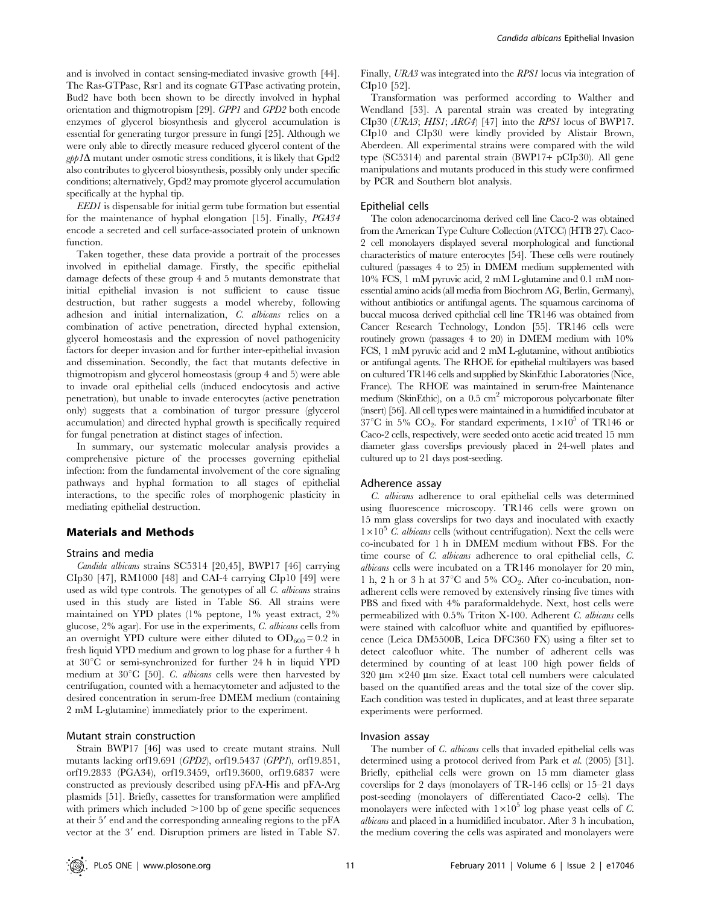and is involved in contact sensing-mediated invasive growth [44]. The Ras-GTPase, Rsr1 and its cognate GTPase activating protein, Bud2 have both been shown to be directly involved in hyphal orientation and thigmotropism [29]. *GPP1* and *GPD2* both encode enzymes of glycerol biosynthesis and glycerol accumulation is essential for generating turgor pressure in fungi [25]. Although we were only able to directly measure reduced glycerol content of the *gpp1*Δ mutant under osmotic stress conditions, it is likely that Gpd2 also contributes to glycerol biosynthesis, possibly only under specific conditions; alternatively, Gpd2 may promote glycerol accumulation specifically at the hyphal tip.

*EED1* is dispensable for initial germ tube formation but essential for the maintenance of hyphal elongation [15]. Finally, *PGA34* encode a secreted and cell surface-associated protein of unknown function.

Taken together, these data provide a portrait of the processes involved in epithelial damage. Firstly, the specific epithelial damage defects of these group 4 and 5 mutants demonstrate that initial epithelial invasion is not sufficient to cause tissue destruction, but rather suggests a model whereby, following adhesion and initial internalization, *C. albicans* relies on a combination of active penetration, directed hyphal extension, glycerol homeostasis and the expression of novel pathogenicity factors for deeper invasion and for further inter-epithelial invasion and dissemination. Secondly, the fact that mutants defective in thigmotropism and glycerol homeostasis (group 4 and 5) were able to invade oral epithelial cells (induced endocytosis and active penetration), but unable to invade enterocytes (active penetration only) suggests that a combination of turgor pressure (glycerol accumulation) and directed hyphal growth is specifically required for fungal penetration at distinct stages of infection.

In summary, our systematic molecular analysis provides a comprehensive picture of the processes governing epithelial infection: from the fundamental involvement of the core signaling pathways and hyphal formation to all stages of epithelial interactions, to the specific roles of morphogenic plasticity in mediating epithelial destruction.

## Materials and Methods

### Strains and media

*Candida albicans* strains SC5314 [20,45], BWP17 [46] carrying CIp30 [47], RM1000 [48] and CAI-4 carrying CIp10 [49] were used as wild type controls. The genotypes of all *C. albicans* strains used in this study are listed in Table S6. All strains were maintained on YPD plates (1% peptone, 1% yeast extract, 2% glucose, 2% agar). For use in the experiments, *C. albicans* cells from an overnight YPD culture were either diluted to $OD_{600} = 0.2$ in fresh liquid YPD medium and grown to log phase for a further 4 h at 30°C or semi-synchronized for further 24 h in liquid YPD medium at 30°C [50]. *C. albicans* cells were then harvested by centrifugation, counted with a hemacytometer and adjusted to the desired concentration in serum-free DMEM medium (containing 2 mM L-glutamine) immediately prior to the experiment.

### Mutant strain construction

Strain BWP17 [46] was used to create mutant strains. Null mutants lacking orf19.691 (*GPD2*), orf19.5437 (*GPP1*), orf19.851, orf19.2833 (PGA34), orf19.3459, orf19.3600, orf19.6837 were constructed as previously described using pFA-His and pFA-Arg plasmids [51]. Briefly, cassettes for transformation were amplified with primers which included >100 bp of gene specific sequences at their 5′ end and the corresponding annealing regions to the pFA vector at the 3′ end. Disruption primers are listed in Table S7. Finally, *URA3* was integrated into the *RPS1* locus via integration of CIp10 [52].

Transformation was performed according to Walther and Wendland [53]. A parental strain was created by integrating CIp30 (*URA3*; *HIS1*; *ARG4*) [47] into the *RPS1* locus of BWP17. CIp10 and CIp30 were kindly provided by Alistair Brown, Aberdeen. All experimental strains were compared with the wild type (SC5314) and parental strain (BWP17+ pCIp30). All gene manipulations and mutants produced in this study were confirmed by PCR and Southern blot analysis.

### Epithelial cells

The colon adenocarcinoma derived cell line Caco-2 was obtained from the American Type Culture Collection (ATCC) (HTB 27). Caco-2 cell monolayers displayed several morphological and functional characteristics of mature enterocytes [54]. These cells were routinely cultured (passages 4 to 25) in DMEM medium supplemented with 10% FCS, 1 mM pyruvic acid, 2 mM L-glutamine and 0.1 mM non-essential amino acids (all media from Biochrom AG, Berlin, Germany), without antibiotics or antifungal agents. The squamous carcinoma of buccal mucosa derived epithelial cell line TR146 was obtained from Cancer Research Technology, London [55]. TR146 cells were routinely grown (passages 4 to 20) in DMEM medium with 10% FCS, 1 mM pyruvic acid and 2 mM L-glutamine, without antibiotics or antifungal agents. The RHOE for epithelial multilayers was based on cultured TR146 cells and supplied by SkinEthic Laboratories (Nice, France). The RHOE was maintained in serum-free Maintenance medium (SkinEthic), on a 0.5 $cm^2$ microporous polycarbonate filter (insert) [56]. All cell types were maintained in a humidified incubator at 37°C in 5% $CO_2$. For standard experiments, $1\times10^5$ of TR146 or Caco-2 cells, respectively, were seeded onto acetic acid treated 15 mm diameter glass coverslips previously placed in 24-well plates and cultured up to 21 days post-seeding.

### Adherence assay

*C. albicans* adherence to oral epithelial cells was determined using fluorescence microscopy. TR146 cells were grown on 15 mm glass coverslips for two days and inoculated with exactly $1\times10^5$ *C. albicans* cells (without centrifugation). Next the cells were co-incubated for 1 h in DMEM medium without FBS. For the time course of *C. albicans* adherence to oral epithelial cells, *C. albicans* cells were incubated on a TR146 monolayer for 20 min, 1 h, 2 h or 3 h at 37°C and 5% $CO_2$. After co-incubation, non-adherent cells were removed by extensively rinsing five times with PBS and fixed with 4% paraformaldehyde. Next, host cells were permeabilized with 0.5% Triton X-100. Adherent *C. albicans* cells were stained with calcofluor white and quantified by epifluorescence (Leica DM5500B, Leica DFC360 FX) using a filter set to detect calcofluor white. The number of adherent cells was determined by counting of at least 100 high power fields of 320 µm ×240 µm size. Exact total cell numbers were calculated based on the quantified areas and the total size of the cover slip. Each condition was tested in duplicates, and at least three separate experiments were performed.

### Invasion assay

The number of *C. albicans* cells that invaded epithelial cells was determined using a protocol derived from Park et al. (2005) [31]. Briefly, epithelial cells were grown on 15 mm diameter glass coverslips for 2 days (monolayers of TR-146 cells) or 15–21 days post-seeding (monolayers of differentiated Caco-2 cells). The monolayers were infected with $1\times10^5$ log phase yeast cells of *C. albicans* and placed in a humidified incubator. After 3 h incubation, the medium covering the cells was aspirated and monolayers were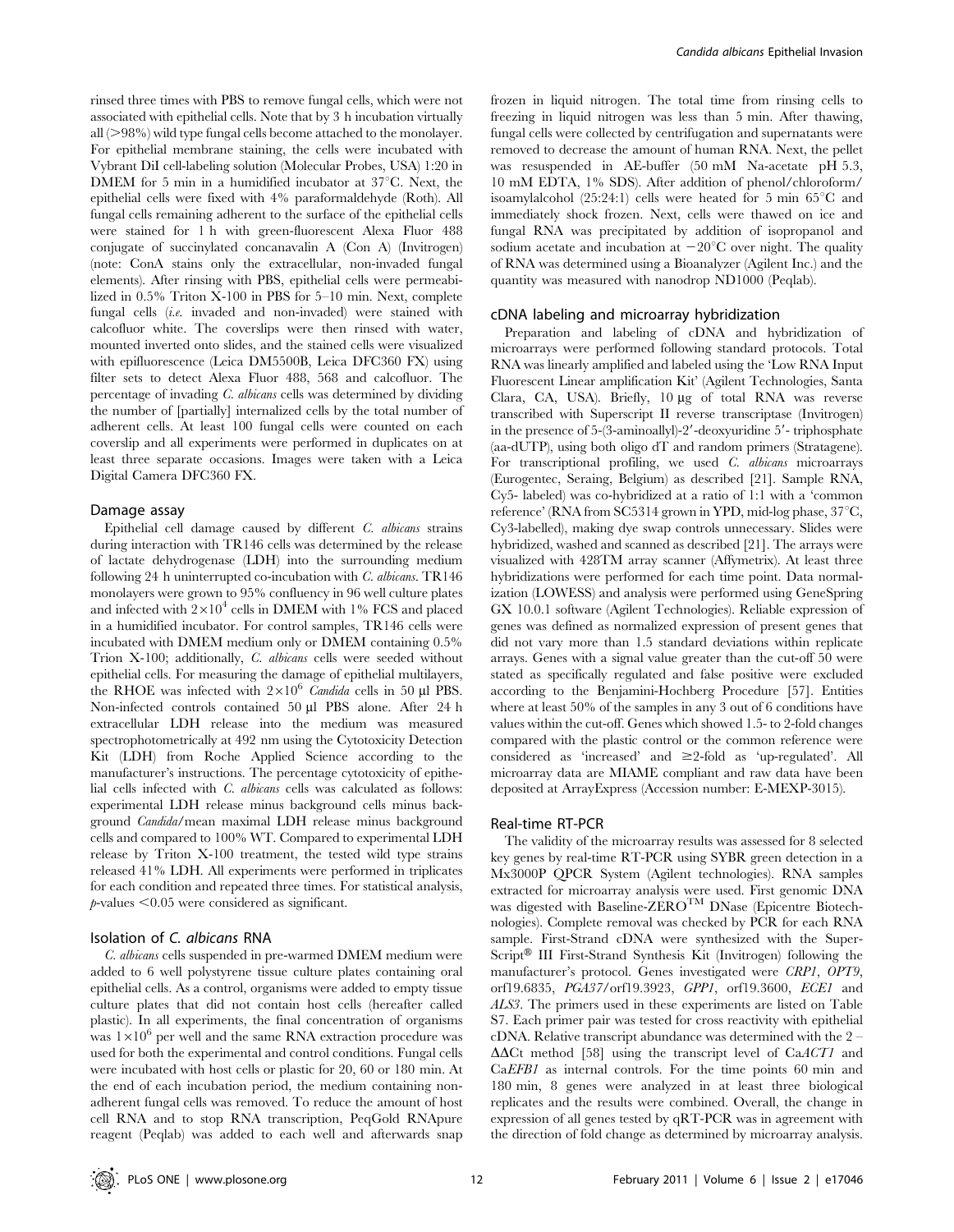rinsed three times with PBS to remove fungal cells, which were not associated with epithelial cells. Note that by 3 h incubation virtually all (>98%) wild type fungal cells become attached to the monolayer. For epithelial membrane staining, the cells were incubated with Vybrant DiI cell-labeling solution (Molecular Probes, USA) 1:20 in DMEM for 5 min in a humidified incubator at 37°C. Next, the epithelial cells were fixed with 4% paraformaldehyde (Roth). All fungal cells remaining adherent to the surface of the epithelial cells were stained for 1 h with green-fluorescent Alexa Fluor 488 conjugate of succinylated concanavalin A (Con A) (Invitrogen) (note: ConA stains only the extracellular, non-invaded fungal elements). After rinsing with PBS, epithelial cells were permeabilized in 0.5% Triton X-100 in PBS for 5–10 min. Next, complete fungal cells (*i.e.* invaded and non-invaded) were stained with calcofluor white. The coverslips were then rinsed with water, mounted inverted onto slides, and the stained cells were visualized with epifluorescence (Leica DM5500B, Leica DFC360 FX) using filter sets to detect Alexa Fluor 488, 568 and calcofluor. The percentage of invading *C. albicans* cells was determined by dividing the number of [partially] internalized cells by the total number of adherent cells. At least 100 fungal cells were counted on each coverslip and all experiments were performed in duplicates on at least three separate occasions. Images were taken with a Leica Digital Camera DFC360 FX.

## Damage assay

Epithelial cell damage caused by different *C. albicans* strains during interaction with TR146 cells was determined by the release of lactate dehydrogenase (LDH) into the surrounding medium following 24 h uninterrupted co-incubation with *C. albicans*. TR146 monolayers were grown to 95% confluency in 96 well culture plates and infected with $2\times10^4$ cells in DMEM with 1% FCS and placed in a humidified incubator. For control samples, TR146 cells were incubated with DMEM medium only or DMEM containing 0.5% Trion X-100; additionally, *C. albicans* cells were seeded without epithelial cells. For measuring the damage of epithelial multilayers, the RHOE was infected with $2\times10^6$ *Candida* cells in 50 µl PBS. Non-infected controls contained 50 µl PBS alone. After 24 h extracellular LDH release into the medium was measured spectrophotometrically at 492 nm using the Cytotoxicity Detection Kit (LDH) from Roche Applied Science according to the manufacturer's instructions. The percentage cytotoxicity of epithelial cells infected with *C. albicans* cells was calculated as follows: experimental LDH release minus background cells minus background *Candida*/mean maximal LDH release minus background cells and compared to 100% WT. Compared to experimental LDH release by Triton X-100 treatment, the tested wild type strains released 41% LDH. All experiments were performed in triplicates for each condition and repeated three times. For statistical analysis, *p*-values $<0.05$ were considered as significant.

## Isolation of *C. albicans* RNA

*C. albicans* cells suspended in pre-warmed DMEM medium were added to 6 well polystyrene tissue culture plates containing oral epithelial cells. As a control, organisms were added to empty tissue culture plates that did not contain host cells (hereafter called plastic). In all experiments, the final concentration of organisms was $1\times10^6$ per well and the same RNA extraction procedure was used for both the experimental and control conditions. Fungal cells were incubated with host cells or plastic for 20, 60 or 180 min. At the end of each incubation period, the medium containing non-adherent fungal cells was removed. To reduce the amount of host cell RNA and to stop RNA transcription, PeqGold RNApure reagent (Peqlab) was added to each well and afterwards snap frozen in liquid nitrogen. The total time from rinsing cells to freezing in liquid nitrogen was less than 5 min. After thawing, fungal cells were collected by centrifugation and supernatants were removed to decrease the amount of human RNA. Next, the pellet was resuspended in AE-buffer (50 mM Na-acetate pH 5.3, 10 mM EDTA, 1% SDS). After addition of phenol/chloroform/isoamylalcohol (25:24:1) cells were heated for 5 min 65°C and immediately shock frozen. Next, cells were thawed on ice and fungal RNA was precipitated by addition of isopropanol and sodium acetate and incubation at −20°C over night. The quality of RNA was determined using a Bioanalyzer (Agilent Inc.) and the quantity was measured with nanodrop ND1000 (Peqlab).

## cDNA labeling and microarray hybridization

Preparation and labeling of cDNA and hybridization of microarrays were performed following standard protocols. Total RNA was linearly amplified and labeled using the 'Low RNA Input Fluorescent Linear amplification Kit' (Agilent Technologies, Santa Clara, CA, USA). Briefly, 10 µg of total RNA was reverse transcribed with Superscript II reverse transcriptase (Invitrogen) in the presence of 5-(3-aminoallyl)-2′-deoxyuridine 5′- triphosphate (aa-dUTP), using both oligo dT and random primers (Stratagene). For transcriptional profiling, we used *C. albicans* microarrays (Eurogentec, Seraing, Belgium) as described [21]. Sample RNA, Cy5- labeled) was co-hybridized at a ratio of 1:1 with a 'common reference' (RNA from SC5314 grown in YPD, mid-log phase, 37°C, Cy3-labelled), making dye swap controls unnecessary. Slides were hybridized, washed and scanned as described [21]. The arrays were visualized with 428TM array scanner (Affymetrix). At least three hybridizations were performed for each time point. Data normalization (LOWESS) and analysis were performed using GeneSpring GX 10.0.1 software (Agilent Technologies). Reliable expression of genes was defined as normalized expression of present genes that did not vary more than 1.5 standard deviations within replicate arrays. Genes with a signal value greater than the cut-off 50 were stated as specifically regulated and false positive were excluded according to the Benjamini-Hochberg Procedure [57]. Entities where at least 50% of the samples in any 3 out of 6 conditions have values within the cut-off. Genes which showed 1.5- to 2-fold changes compared with the plastic control or the common reference were considered as 'increased' and ≥2-fold as 'up-regulated'. All microarray data are MIAME compliant and raw data have been deposited at ArrayExpress (Accession number: E-MEXP-3015).

## Real-time RT-PCR

The validity of the microarray results was assessed for 8 selected key genes by real-time RT-PCR using SYBR green detection in a Mx3000P QPCR System (Agilent technologies). RNA samples extracted for microarray analysis were used. First genomic DNA was digested with Baseline-ZERO™ DNase (Epicentre Biotechnologies). Complete removal was checked by PCR for each RNA sample. First-Strand cDNA were synthesized with the SuperScript® III First-Strand Synthesis Kit (Invitrogen) following the manufacturer's protocol. Genes investigated were *CRP1*, *OPT9*, orf19.6835, *PGA37*/orf19.3923, *GPP1*, orf19.3600, *ECE1* and *ALS3*. The primers used in these experiments are listed on Table S7. Each primer pair was tested for cross reactivity with epithelial cDNA. Relative transcript abundance was determined with the $2^{-\Delta\Delta Ct}$ method [58] using the transcript level of Ca*ACT1* and Ca*EFB1* as internal controls. For the time points 60 min and 180 min, 8 genes were analyzed in at least three biological replicates and the results were combined. Overall, the change in expression of all genes tested by qRT-PCR was in agreement with the direction of fold change as determined by microarray analysis.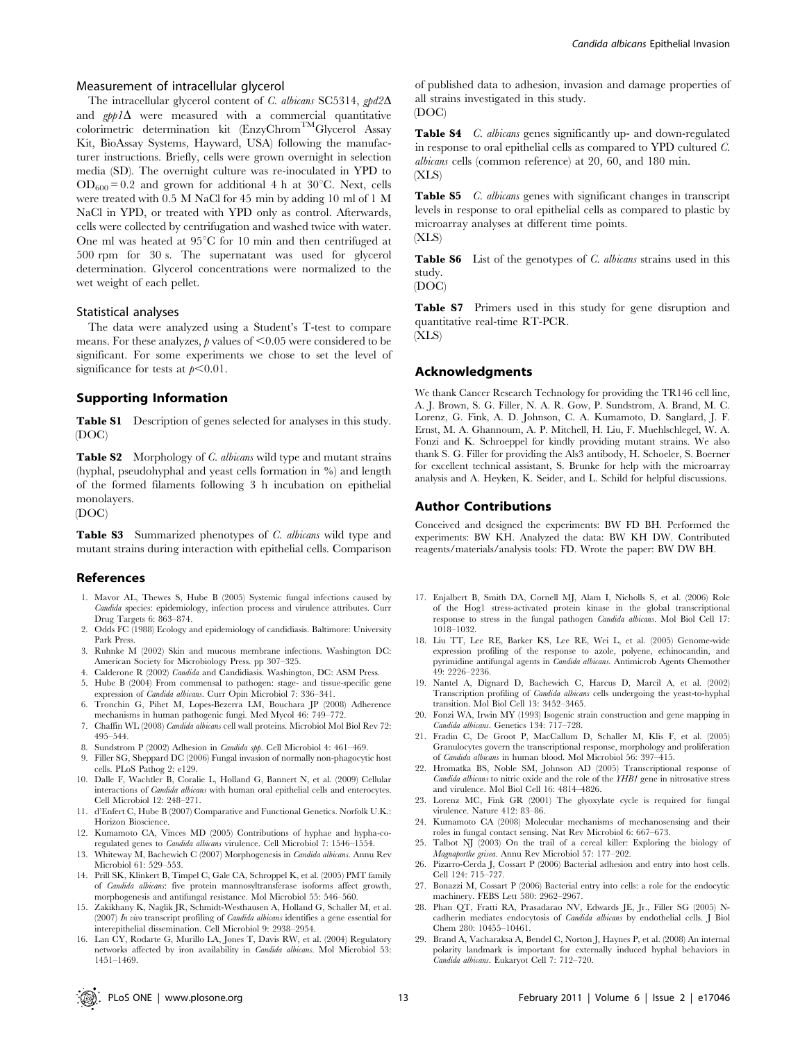### Measurement of intracellular glycerol

The intracellular glycerol content of *C. albicans* SC5314, *gpd2*Δ and *gpp1*Δ were measured with a commercial quantitative colorimetric determination kit (EnzyChrom$^{TM}$Glycerol Assay Kit, BioAssay Systems, Hayward, USA) following the manufacturer instructions. Briefly, cells were grown overnight in selection media (SD). The overnight culture was re-inoculated in YPD to $OD_{600} = 0.2$ and grown for additional 4 h at 30°C. Next, cells were treated with 0.5 M NaCl for 45 min by adding 10 ml of 1 M NaCl in YPD, or treated with YPD only as control. Afterwards, cells were collected by centrifugation and washed twice with water. One ml was heated at 95°C for 10 min and then centrifuged at 500 rpm for 30 s. The supernatant was used for glycerol determination. Glycerol concentrations were normalized to the wet weight of each pellet.

### Statistical analyses

The data were analyzed using a Student's T-test to compare means. For these analyzes, $p$ values of $<0.05$ were considered to be significant. For some experiments we chose to set the level of significance for tests at $p<0.01$.

## Supporting Information

**Table S1** Description of genes selected for analyses in this study.
(DOC)

**Table S2** Morphology of *C. albicans* wild type and mutant strains (hyphal, pseudohyphal and yeast cells formation in %) and length of the formed filaments following 3 h incubation on epithelial monolayers.
(DOC)

**Table S3** Summarized phenotypes of *C. albicans* wild type and mutant strains during interaction with epithelial cells. Comparison of published data to adhesion, invasion and damage properties of all strains investigated in this study.
(DOC)

**Table S4** *C. albicans* genes significantly up- and down-regulated in response to oral epithelial cells as compared to YPD cultured *C. albicans* cells (common reference) at 20, 60, and 180 min.
(XLS)

**Table S5** *C. albicans* genes with significant changes in transcript levels in response to oral epithelial cells as compared to plastic by microarray analyses at different time points.
(XLS)

**Table S6** List of the genotypes of *C. albicans* strains used in this study.
(DOC)

**Table S7** Primers used in this study for gene disruption and quantitative real-time RT-PCR.
(XLS)

## Acknowledgments

We thank Cancer Research Technology for providing the TR146 cell line, A. J. Brown, S. G. Filler, N. A. R. Gow, P. Sundstrom, A. Brand, M. C. Lorenz, G. Fink, A. D. Johnson, C. A. Kumamoto, D. Sanglard, J. F. Ernst, M. A. Ghannoum, A. P. Mitchell, H. Liu, F. Muehlschlegel, W. A. Fonzi and K. Schroeppel for kindly providing mutant strains. We also thank S. G. Filler for providing the Als3 antibody, H. Schoeler, S. Boerner for excellent technical assistant, S. Brunke for help with the microarray analysis and A. Heyken, K. Seider, and L. Schild for helpful discussions.

## Author Contributions

Conceived and designed the experiments: BW FD BH. Performed the experiments: BW KH. Analyzed the data: BW KH DW. Contributed reagents/materials/analysis tools: FD. Wrote the paper: BW DW BH.

## References

1. Mavor AL, Thewes S, Hube B (2005) Systemic fungal infections caused by *Candida* species: epidemiology, infection process and virulence attributes. Curr Drug Targets 6: 863–874.
2. Odds FC (1988) Ecology and epidemiology of candidiasis. Baltimore: University Park Press.
3. Ruhnke M (2002) Skin and mucous membrane infections. Washington DC: American Society for Microbiology Press. pp 307–325.
4. Calderone R (2002) *Candida* and Candidiasis. Washington, DC: ASM Press.
5. Hube B (2004) From commensal to pathogen: stage- and tissue-specific gene expression of *Candida albicans*. Curr Opin Microbiol 7: 336–341.
6. Tronchin G, Pihet M, Lopes-Bezerra LM, Bouchara JP (2008) Adherence mechanisms in human pathogenic fungi. Med Mycol 46: 749–772.
7. Chaffin WL (2008) *Candida albicans* cell wall proteins. Microbiol Mol Biol Rev 72: 495–544.
8. Sundstrom P (2002) Adhesion in *Candida spp*. Cell Microbiol 4: 461–469.
9. Filler SG, Sheppard DC (2006) Fungal invasion of normally non-phagocytic host cells. PLoS Pathog 2: e129.
10. Dalle F, Wachtler B, Coralie L, Holland G, Bannert N, et al. (2009) Cellular interactions of *Candida albicans* with human oral epithelial cells and enterocytes. Cell Microbiol 12: 248–271.
11. d'Enfert C, Hube B (2007) Comparative and Functional Genetics. Norfolk U.K.: Horizon Bioscience.
12. Kumamoto CA, Vinces MD (2005) Contributions of hyphae and hypha-co-regulated genes to *Candida albicans* virulence. Cell Microbiol 7: 1546–1554.
13. Whiteway M, Bachewich C (2007) Morphogenesis in *Candida albicans*. Annu Rev Microbiol 61: 529–553.
14. Prill SK, Klinkert B, Timpel C, Gale CA, Schroppel K, et al. (2005) PMT family of *Candida albicans*: five protein mannosyltransferase isoforms affect growth, morphogenesis and antifungal resistance. Mol Microbiol 55: 546–560.
15. Zakikhany K, Naglik JR, Schmidt-Westhausen A, Holland G, Schaller M, et al. (2007) *In vivo* transcript profiling of *Candida albicans* identifies a gene essential for interepithelial dissemination. Cell Microbiol 9: 2938–2954.
16. Lan CY, Rodarte G, Murillo LA, Jones T, Davis RW, et al. (2004) Regulatory networks affected by iron availability in *Candida albicans*. Mol Microbiol 53: 1451–1469.
17. Enjalbert B, Smith DA, Cornell MJ, Alam I, Nicholls S, et al. (2006) Role of the Hog1 stress-activated protein kinase in the global transcriptional response to stress in the fungal pathogen *Candida albicans*. Mol Biol Cell 17: 1018–1032.
18. Liu TT, Lee RE, Barker KS, Lee RE, Wei L, et al. (2005) Genome-wide expression profiling of the response to azole, polyene, echinocandin, and pyrimidine antifungal agents in *Candida albicans*. Antimicrob Agents Chemother 49: 2226–2236.
19. Nantel A, Dignard D, Bachewich C, Harcus D, Marcil A, et al. (2002) Transcription profiling of *Candida albicans* cells undergoing the yeast-to-hyphal transition. Mol Biol Cell 13: 3452–3465.
20. Fonzi WA, Irwin MY (1993) Isogenic strain construction and gene mapping in *Candida albicans*. Genetics 134: 717–728.
21. Fradin C, De Groot P, MacCallum D, Schaller M, Klis F, et al. (2005) Granulocytes govern the transcriptional response, morphology and proliferation of *Candida albicans* in human blood. Mol Microbiol 56: 397–415.
22. Hromatka BS, Noble SM, Johnson AD (2005) Transcriptional response of *Candida albicans* to nitric oxide and the role of the *YHB1* gene in nitrosative stress and virulence. Mol Biol Cell 16: 4814–4826.
23. Lorenz MC, Fink GR (2001) The glyoxylate cycle is required for fungal virulence. Nature 412: 83–86.
24. Kumamoto CA (2008) Molecular mechanisms of mechanosensing and their roles in fungal contact sensing. Nat Rev Microbiol 6: 667–673.
25. Talbot NJ (2003) On the trail of a cereal killer: Exploring the biology of *Magnaporthe grisea*. Annu Rev Microbiol 57: 177–202.
26. Pizarro-Cerda J, Cossart P (2006) Bacterial adhesion and entry into host cells. Cell 124: 715–727.
27. Bonazzi M, Cossart P (2006) Bacterial entry into cells: a role for the endocytic machinery. FEBS Lett 580: 2962–2967.
28. Phan QT, Fratti RA, Prasadarao NV, Edwards JE, Jr., Filler SG (2005) N-cadherin mediates endocytosis of *Candida albicans* by endothelial cells. J Biol Chem 280: 10455–10461.
29. Brand A, Vacharaksa A, Bendel C, Norton J, Haynes P, et al. (2008) An internal polarity landmark is important for externally induced hyphal behaviors in *Candida albicans*. Eukaryot Cell 7: 712–720.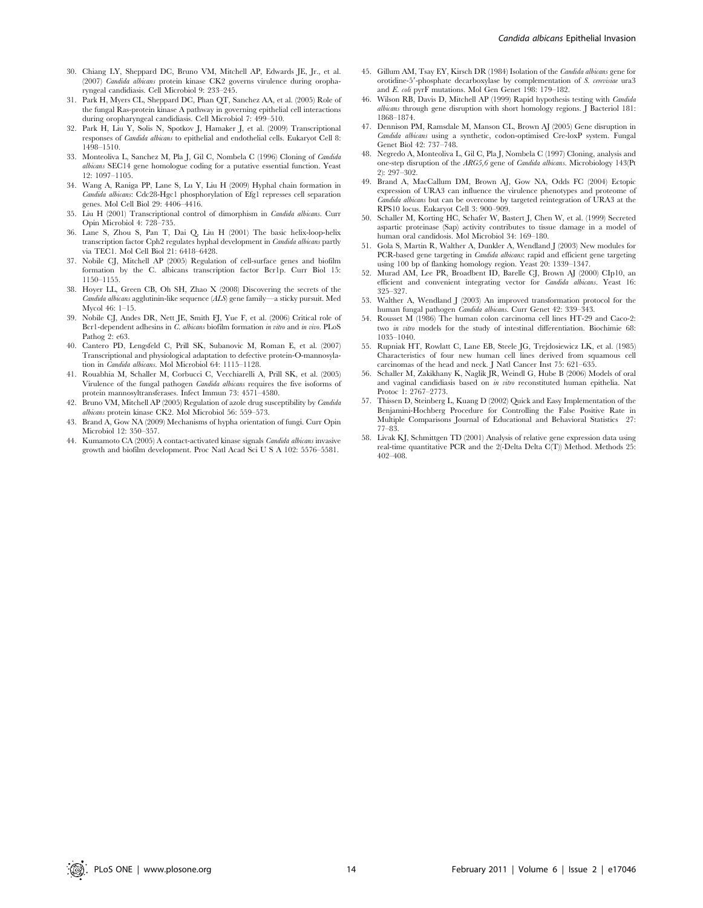30. Chiang LY, Sheppard DC, Bruno VM, Mitchell AP, Edwards JE, Jr., et al. (2007) *Candida albicans* protein kinase CK2 governs virulence during oropharyngeal candidiasis. Cell Microbiol 9: 233–245.
31. Park H, Myers CL, Sheppard DC, Phan QT, Sanchez AA, et al. (2005) Role of the fungal Ras-protein kinase A pathway in governing epithelial cell interactions during oropharyngeal candidiasis. Cell Microbiol 7: 499–510.
32. Park H, Liu Y, Solis N, Spotkov J, Hamaker J, et al. (2009) Transcriptional responses of *Candida albicans* to epithelial and endothelial cells. Eukaryot Cell 8: 1498–1510.
33. Monteoliva L, Sanchez M, Pla J, Gil C, Nombela C (1996) Cloning of *Candida albicans* SEC14 gene homologue coding for a putative essential function. Yeast 12: 1097–1105.
34. Wang A, Raniga PP, Lane S, Lu Y, Liu H (2009) Hyphal chain formation in *Candida albicans*: Cdc28-Hgc1 phosphorylation of Efg1 represses cell separation genes. Mol Cell Biol 29: 4406–4416.
35. Liu H (2001) Transcriptional control of dimorphism in *Candida albicans*. Curr Opin Microbiol 4: 728–735.
36. Lane S, Zhou S, Pan T, Dai Q, Liu H (2001) The basic helix-loop-helix transcription factor Cph2 regulates hyphal development in *Candida albicans* partly via TEC1. Mol Cell Biol 21: 6418–6428.
37. Nobile CJ, Mitchell AP (2005) Regulation of cell-surface genes and biofilm formation by the C. albicans transcription factor Bcr1p. Curr Biol 15: 1150–1155.
38. Hoyer LL, Green CB, Oh SH, Zhao X (2008) Discovering the secrets of the *Candida albicans* agglutinin-like sequence (*ALS*) gene family—a sticky pursuit. Med Mycol 46: 1–15.
39. Nobile CJ, Andes DR, Nett JE, Smith FJ, Yue F, et al. (2006) Critical role of Bcr1-dependent adhesins in *C. albicans* biofilm formation *in vitro* and *in vivo*. PLoS Pathog 2: e63.
40. Cantero PD, Lengsfeld C, Prill SK, Subanovic M, Roman E, et al. (2007) Transcriptional and physiological adaptation to defective protein-O-mannosylation in *Candida albicans*. Mol Microbiol 64: 1115–1128.
41. Rouabhia M, Schaller M, Corbucci C, Vecchiarelli A, Prill SK, et al. (2005) Virulence of the fungal pathogen *Candida albicans* requires the five isoforms of protein mannosyltransferases. Infect Immun 73: 4571–4580.
42. Bruno VM, Mitchell AP (2005) Regulation of azole drug susceptibility by *Candida albicans* protein kinase CK2. Mol Microbiol 56: 559–573.
43. Brand A, Gow NA (2009) Mechanisms of hypha orientation of fungi. Curr Opin Microbiol 12: 350–357.
44. Kumamoto CA (2005) A contact-activated kinase signals *Candida albicans* invasive growth and biofilm development. Proc Natl Acad Sci U S A 102: 5576–5581.
45. Gillum AM, Tsay EY, Kirsch DR (1984) Isolation of the *Candida albicans* gene for orotidine-5′-phosphate decarboxylase by complementation of *S. cerevisiae* ura3 and *E. coli* pyrF mutations. Mol Gen Genet 198: 179–182.
46. Wilson RB, Davis D, Mitchell AP (1999) Rapid hypothesis testing with *Candida albicans* through gene disruption with short homology regions. J Bacteriol 181: 1868–1874.
47. Dennison PM, Ramsdale M, Manson CL, Brown AJ (2005) Gene disruption in *Candida albicans* using a synthetic, codon-optimised Cre-loxP system. Fungal Genet Biol 42: 737–748.
48. Negredo A, Monteoliva L, Gil C, Pla J, Nombela C (1997) Cloning, analysis and one-step disruption of the *ARG5,6* gene of *Candida albicans*. Microbiology 143(Pt 2): 297–302.
49. Brand A, MacCallum DM, Brown AJ, Gow NA, Odds FC (2004) Ectopic expression of URA3 can influence the virulence phenotypes and proteome of *Candida albicans* but can be overcome by targeted reintegration of URA3 at the RPS10 locus. Eukaryot Cell 3: 900–909.
50. Schaller M, Korting HC, Schafer W, Bastert J, Chen W, et al. (1999) Secreted aspartic proteinase (Sap) activity contributes to tissue damage in a model of human oral candidosis. Mol Microbiol 34: 169–180.
51. Gola S, Martin R, Walther A, Dunkler A, Wendland J (2003) New modules for PCR-based gene targeting in *Candida albicans*: rapid and efficient gene targeting using 100 bp of flanking homology region. Yeast 20: 1339–1347.
52. Murad AM, Lee PR, Broadbent ID, Barelle CJ, Brown AJ (2000) CIp10, an efficient and convenient integrating vector for *Candida albicans*. Yeast 16: 325–327.
53. Walther A, Wendland J (2003) An improved transformation protocol for the human fungal pathogen *Candida albicans*. Curr Genet 42: 339–343.
54. Rousset M (1986) The human colon carcinoma cell lines HT-29 and Caco-2: two *in vitro* models for the study of intestinal differentiation. Biochimie 68: 1035–1040.
55. Rupniak HT, Rowlatt C, Lane EB, Steele JG, Trejdosiewicz LK, et al. (1985) Characteristics of four new human cell lines derived from squamous cell carcinomas of the head and neck. J Natl Cancer Inst 75: 621–635.
56. Schaller M, Zakikhany K, Naglik JR, Weindl G, Hube B (2006) Models of oral and vaginal candidiasis based on *in vitro* reconstituted human epithelia. Nat Protoc 1: 2767–2773.
57. Thissen D, Steinberg L, Kuang D (2002) Quick and Easy Implementation of the Benjamini-Hochberg Procedure for Controlling the False Positive Rate in Multiple Comparisons Journal of Educational and Behavioral Statistics 27: 77–83.
58. Livak KJ, Schmittgen TD (2001) Analysis of relative gene expression data using real-time quantitative PCR and the 2(-Delta Delta C(T)) Method. Methods 25: 402–408.